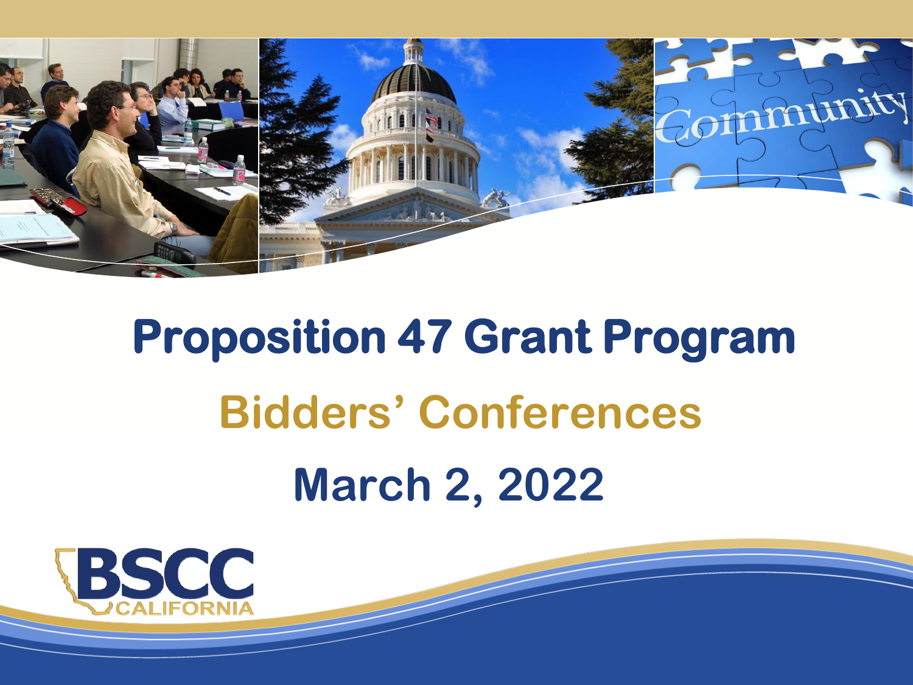# Proposition 47 Grant Program

## Bidders' Conferences

## March 2, 2022

BSCC CALIFORNIA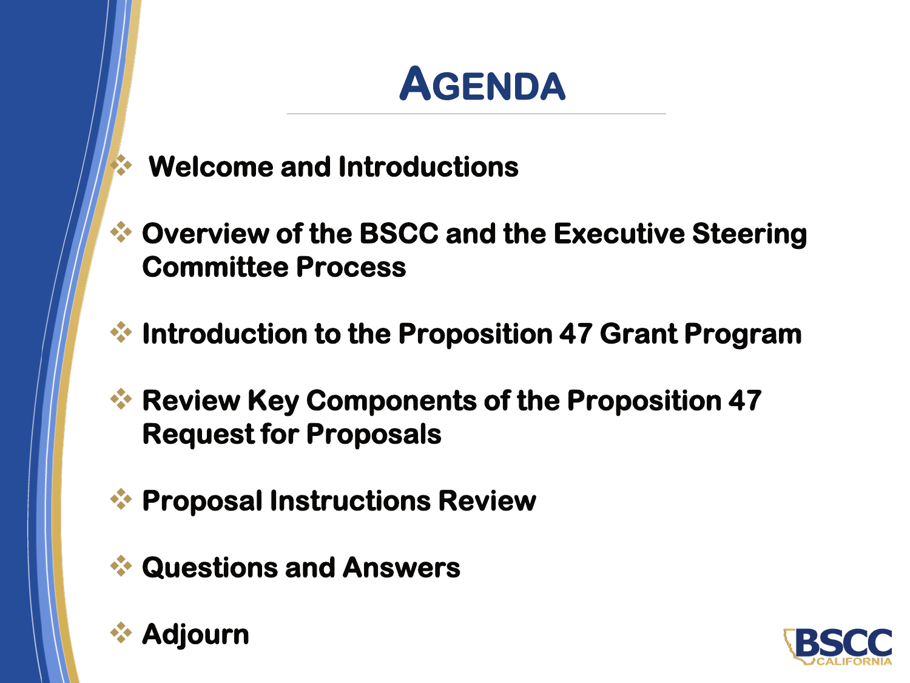# Agenda

- Welcome and Introductions
- Overview of the BSCC and the Executive Steering Committee Process
- Introduction to the Proposition 47 Grant Program
- Review Key Components of the Proposition 47 Request for Proposals
- Proposal Instructions Review
- Questions and Answers
- Adjourn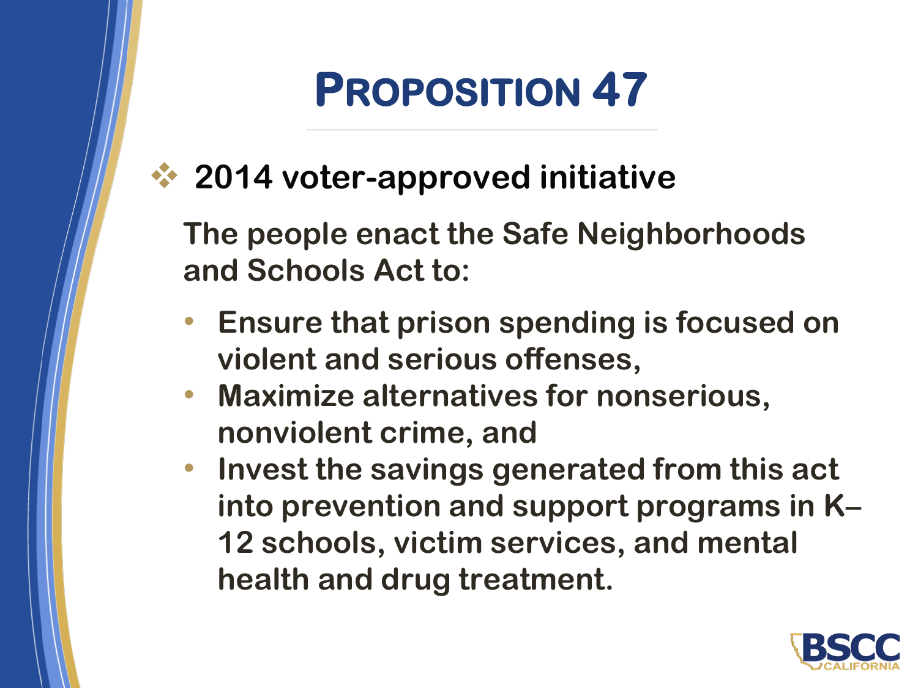# Proposition 47

- 2014 voter-approved initiative

  The people enact the Safe Neighborhoods and Schools Act to:

  - Ensure that prison spending is focused on violent and serious offenses,
  - Maximize alternatives for nonserious, nonviolent crime, and
  - Invest the savings generated from this act into prevention and support programs in K–12 schools, victim services, and mental health and drug treatment.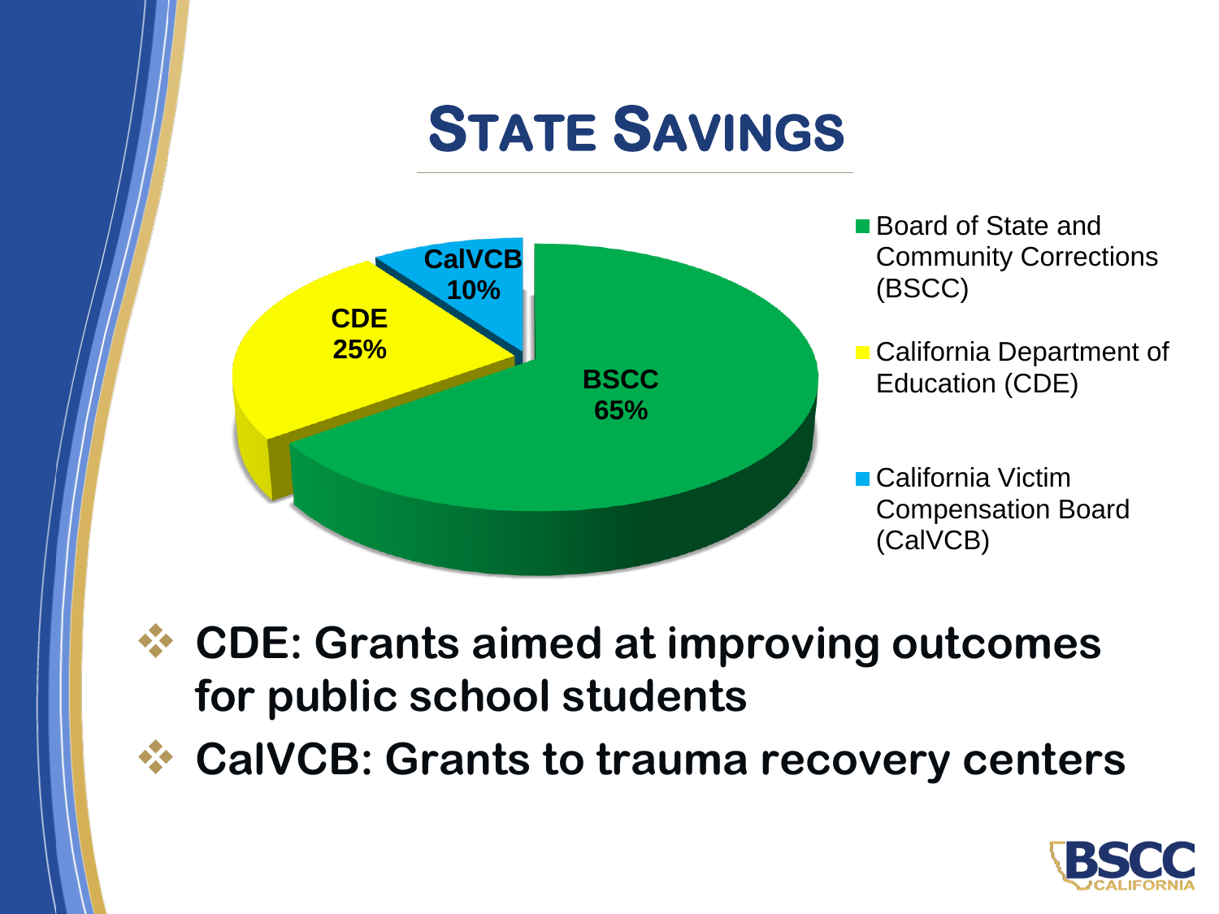# State Savings

- Board of State and Community Corrections (BSCC)
- California Department of Education (CDE)
- California Victim Compensation Board (CalVCB)

| Agency | Share |
| --- | --- |
| BSCC | 65% |
| CDE | 25% |
| CalVCB | 10% |

- **CDE: Grants aimed at improving outcomes for public school students**
- **CalVCB: Grants to trauma recovery centers**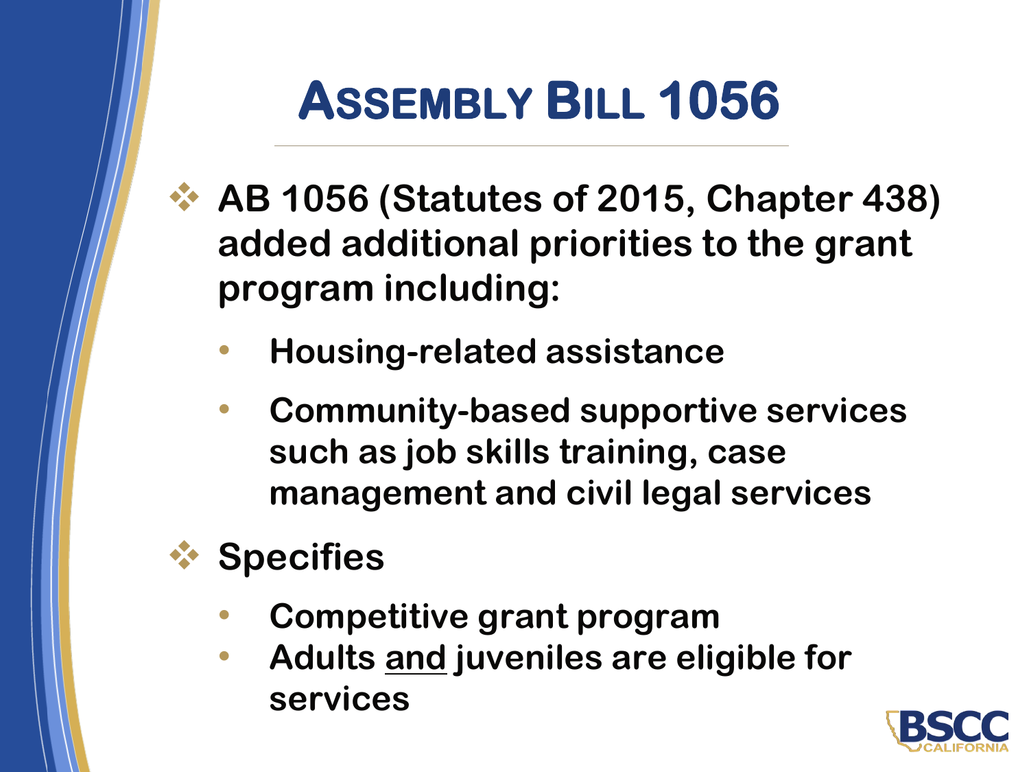# Assembly Bill 1056

- **AB 1056 (Statutes of 2015, Chapter 438) added additional priorities to the grant program including:**
  - **Housing-related assistance**
  - **Community-based supportive services such as job skills training, case management and civil legal services**
- **Specifies**
  - **Competitive grant program**
  - **Adults <u>and</u> juveniles are eligible for services**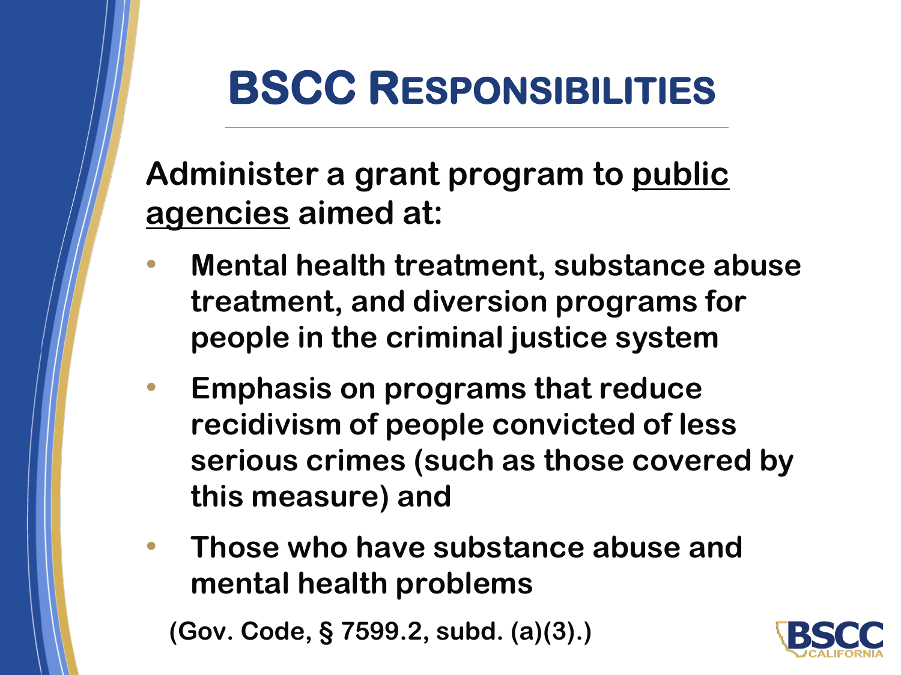# BSCC Responsibilities

**Administer a grant program to <u>public agencies</u> aimed at:**

- **Mental health treatment, substance abuse treatment, and diversion programs for people in the criminal justice system**
- **Emphasis on programs that reduce recidivism of people convicted of less serious crimes (such as those covered by this measure) and**
- **Those who have substance abuse and mental health problems**

**(Gov. Code, § 7599.2, subd. (a)(3).)**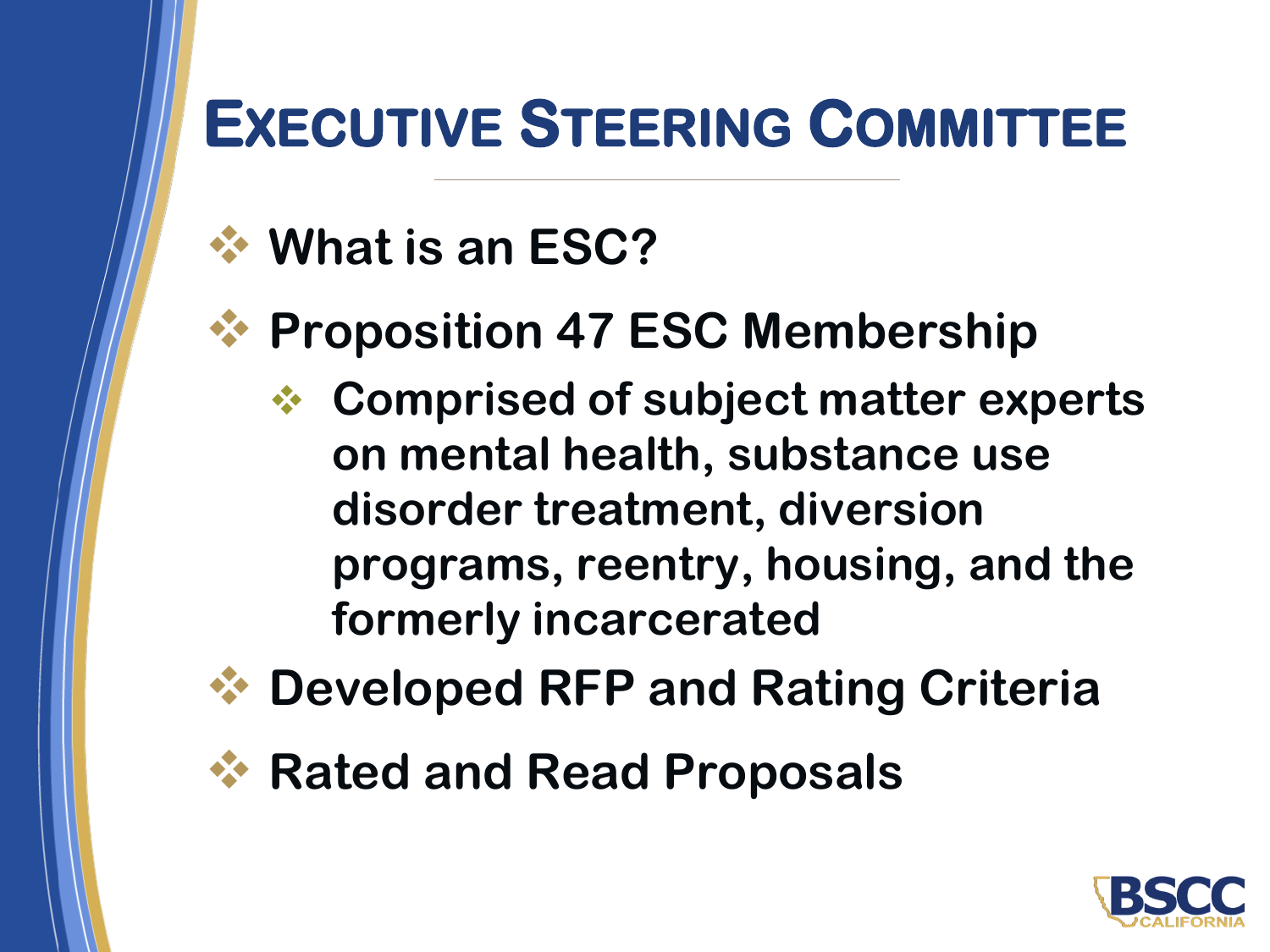# Executive Steering Committee

- What is an ESC?
- Proposition 47 ESC Membership
  - Comprised of subject matter experts on mental health, substance use disorder treatment, diversion programs, reentry, housing, and the formerly incarcerated
- Developed RFP and Rating Criteria
- Rated and Read Proposals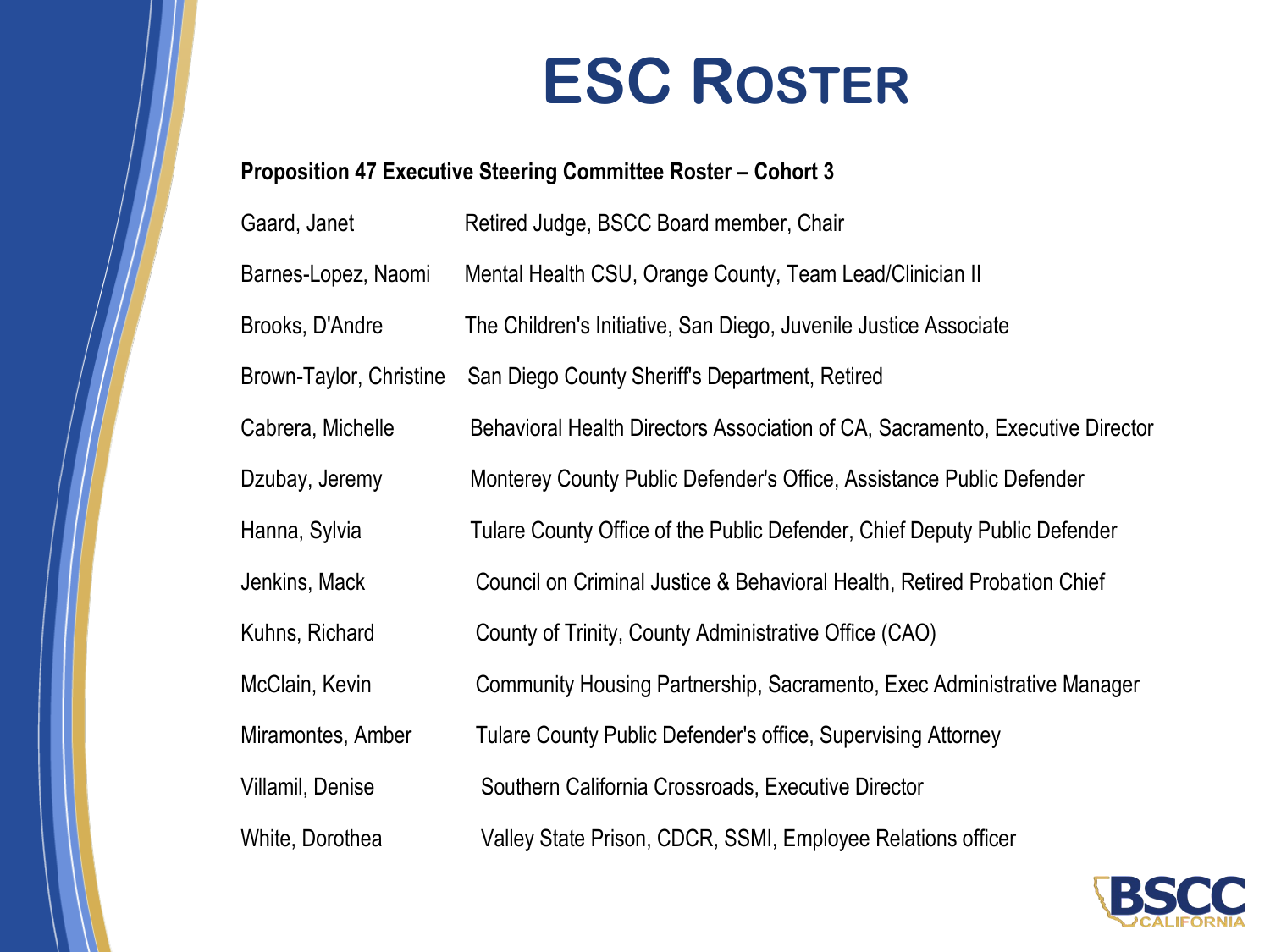# ESC Roster

**Proposition 47 Executive Steering Committee Roster – Cohort 3**

| | |
|---|---|
| Gaard, Janet | Retired Judge, BSCC Board member, Chair |
| Barnes-Lopez, Naomi | Mental Health CSU, Orange County, Team Lead/Clinician II |
| Brooks, D'Andre | The Children's Initiative, San Diego, Juvenile Justice Associate |
| Brown-Taylor, Christine | San Diego County Sheriff's Department, Retired |
| Cabrera, Michelle | Behavioral Health Directors Association of CA, Sacramento, Executive Director |
| Dzubay, Jeremy | Monterey County Public Defender's Office, Assistance Public Defender |
| Hanna, Sylvia | Tulare County Office of the Public Defender, Chief Deputy Public Defender |
| Jenkins, Mack | Council on Criminal Justice & Behavioral Health, Retired Probation Chief |
| Kuhns, Richard | County of Trinity, County Administrative Office (CAO) |
| McClain, Kevin | Community Housing Partnership, Sacramento, Exec Administrative Manager |
| Miramontes, Amber | Tulare County Public Defender's office, Supervising Attorney |
| Villamil, Denise | Southern California Crossroads, Executive Director |
| White, Dorothea | Valley State Prison, CDCR, SSMI, Employee Relations officer |

BSCC CALIFORNIA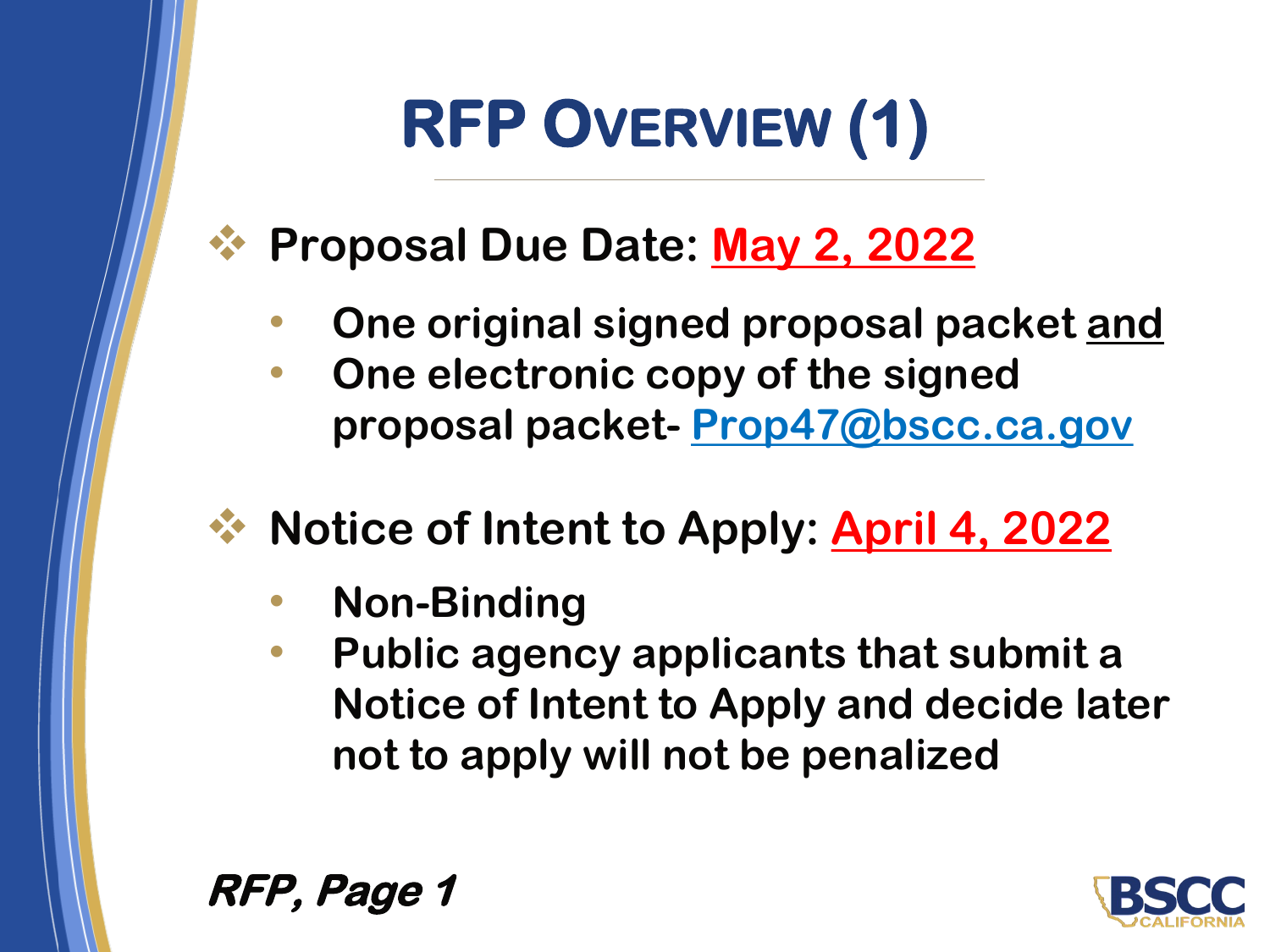# RFP Overview (1)

- **Proposal Due Date: May 2, 2022**
  - **One original signed proposal packet and**
  - **One electronic copy of the signed proposal packet- Prop47@bscc.ca.gov**

- **Notice of Intent to Apply: April 4, 2022**
  - **Non-Binding**
  - **Public agency applicants that submit a Notice of Intent to Apply and decide later not to apply will not be penalized**

***RFP, Page 1***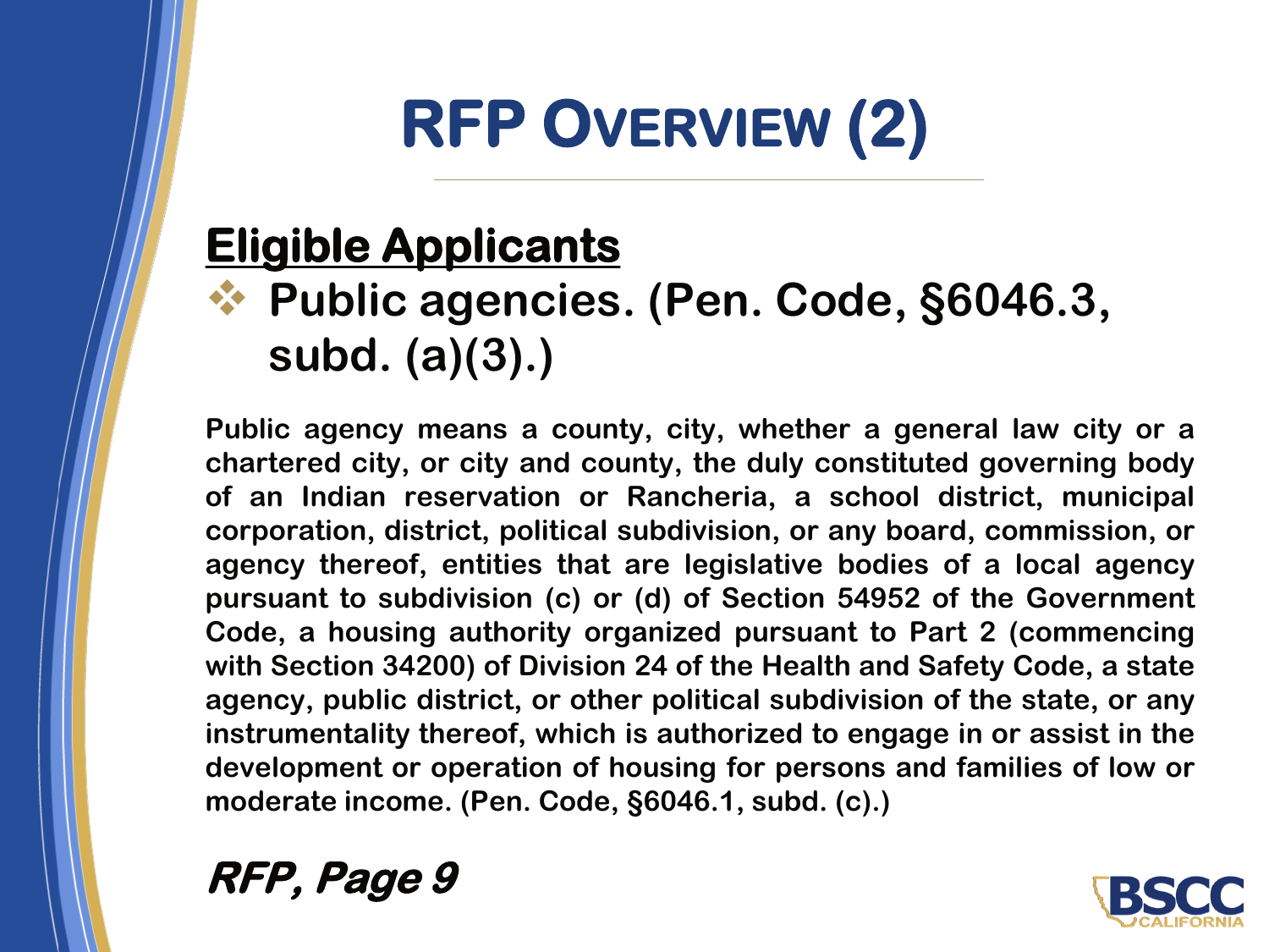# RFP Overview (2)

## Eligible Applicants

- **Public agencies. (Pen. Code, §6046.3, subd. (a)(3).)**

**Public agency means a county, city, whether a general law city or a chartered city, or city and county, the duly constituted governing body of an Indian reservation or Rancheria, a school district, municipal corporation, district, political subdivision, or any board, commission, or agency thereof, entities that are legislative bodies of a local agency pursuant to subdivision (c) or (d) of Section 54952 of the Government Code, a housing authority organized pursuant to Part 2 (commencing with Section 34200) of Division 24 of the Health and Safety Code, a state agency, public district, or other political subdivision of the state, or any instrumentality thereof, which is authorized to engage in or assist in the development or operation of housing for persons and families of low or moderate income. (Pen. Code, §6046.1, subd. (c).)**

***RFP, Page 9***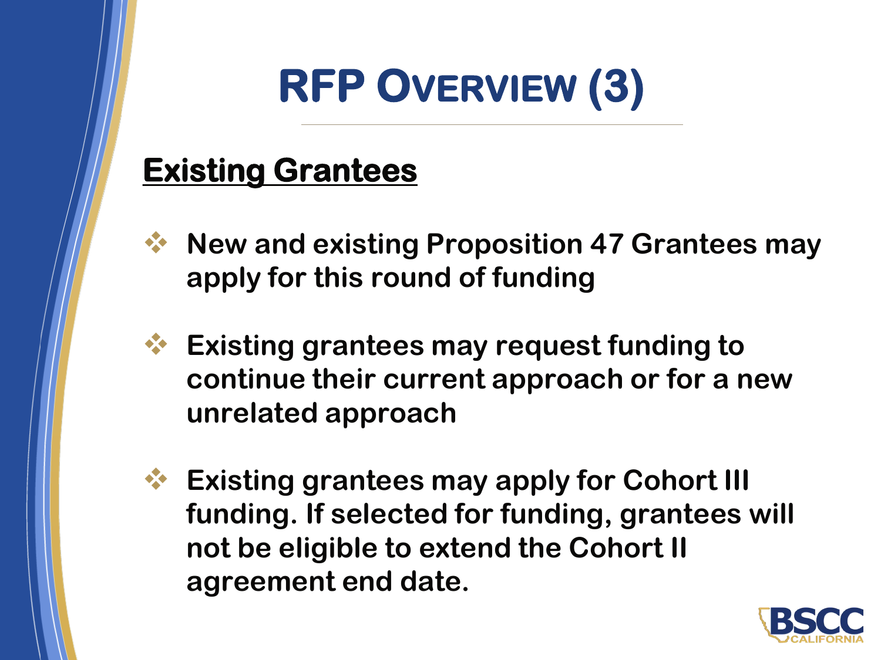# RFP Overview (3)

## Existing Grantees

- New and existing Proposition 47 Grantees may apply for this round of funding
- Existing grantees may request funding to continue their current approach or for a new unrelated approach
- Existing grantees may apply for Cohort III funding. If selected for funding, grantees will not be eligible to extend the Cohort II agreement end date.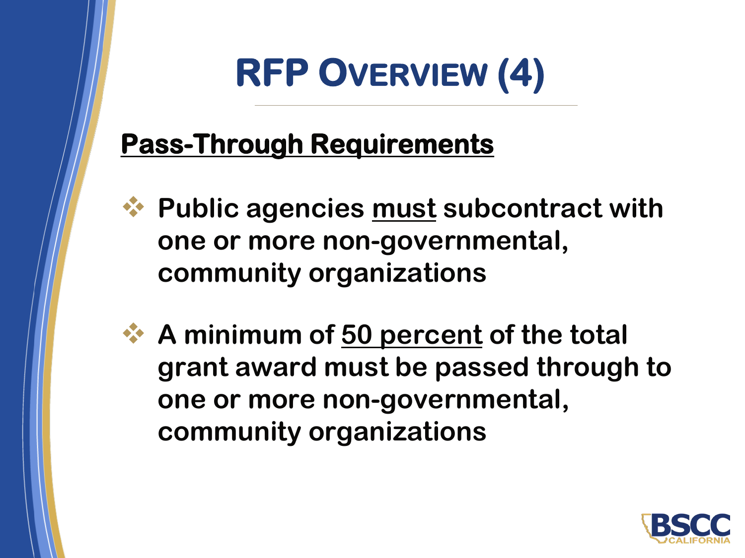# RFP Overview (4)

**Pass-Through Requirements**

- **Public agencies must subcontract with one or more non-governmental, community organizations**
- **A minimum of 50 percent of the total grant award must be passed through to one or more non-governmental, community organizations**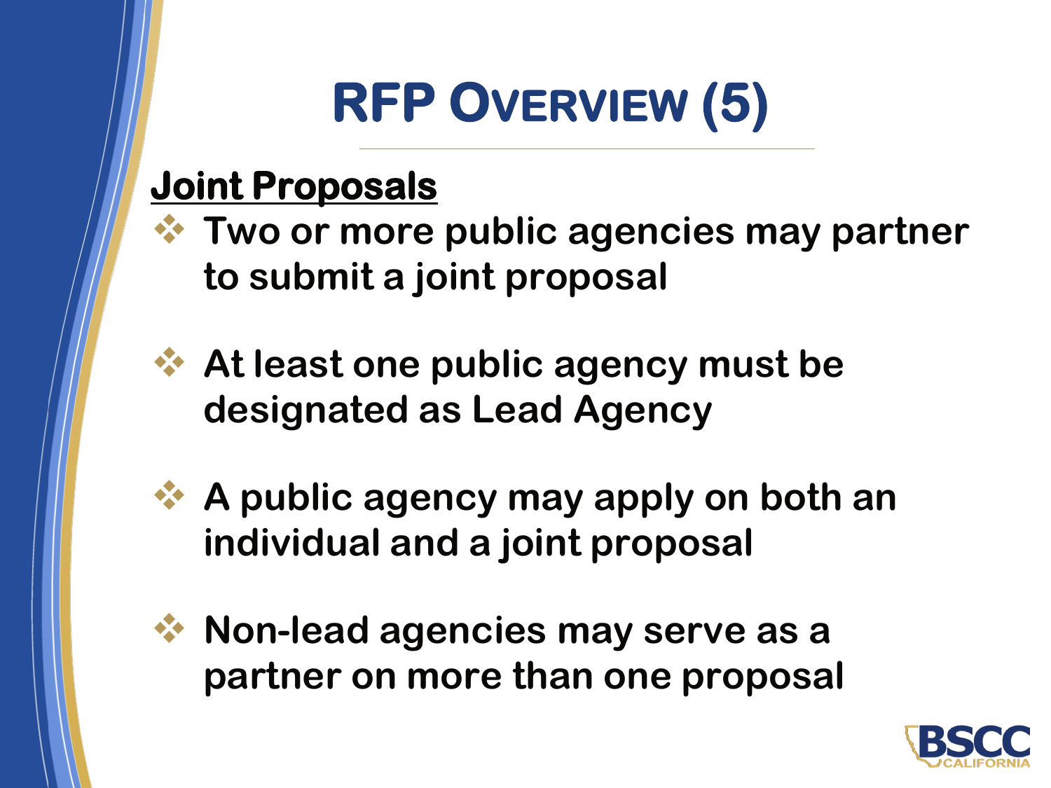# RFP Overview (5)

**Joint Proposals**

- Two or more public agencies may partner to submit a joint proposal
- At least one public agency must be designated as Lead Agency
- A public agency may apply on both an individual and a joint proposal
- Non-lead agencies may serve as a partner on more than one proposal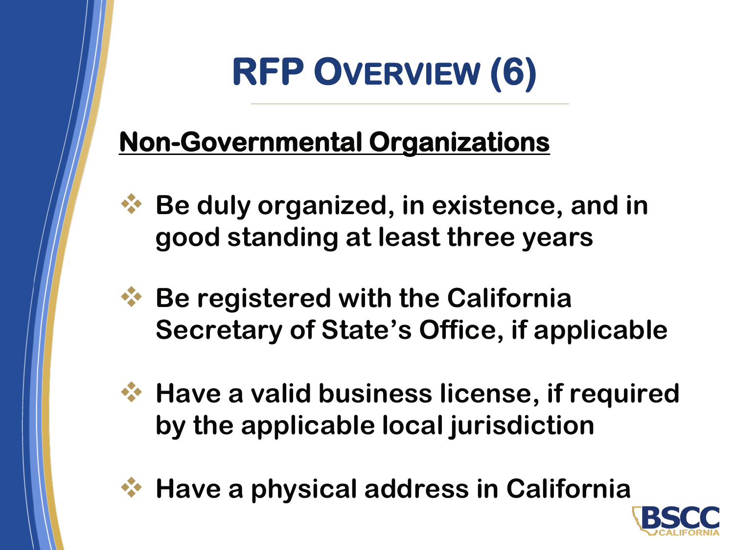# RFP Overview (6)

**Non-Governmental Organizations**

- Be duly organized, in existence, and in good standing at least three years
- Be registered with the California Secretary of State's Office, if applicable
- Have a valid business license, if required by the applicable local jurisdiction
- Have a physical address in California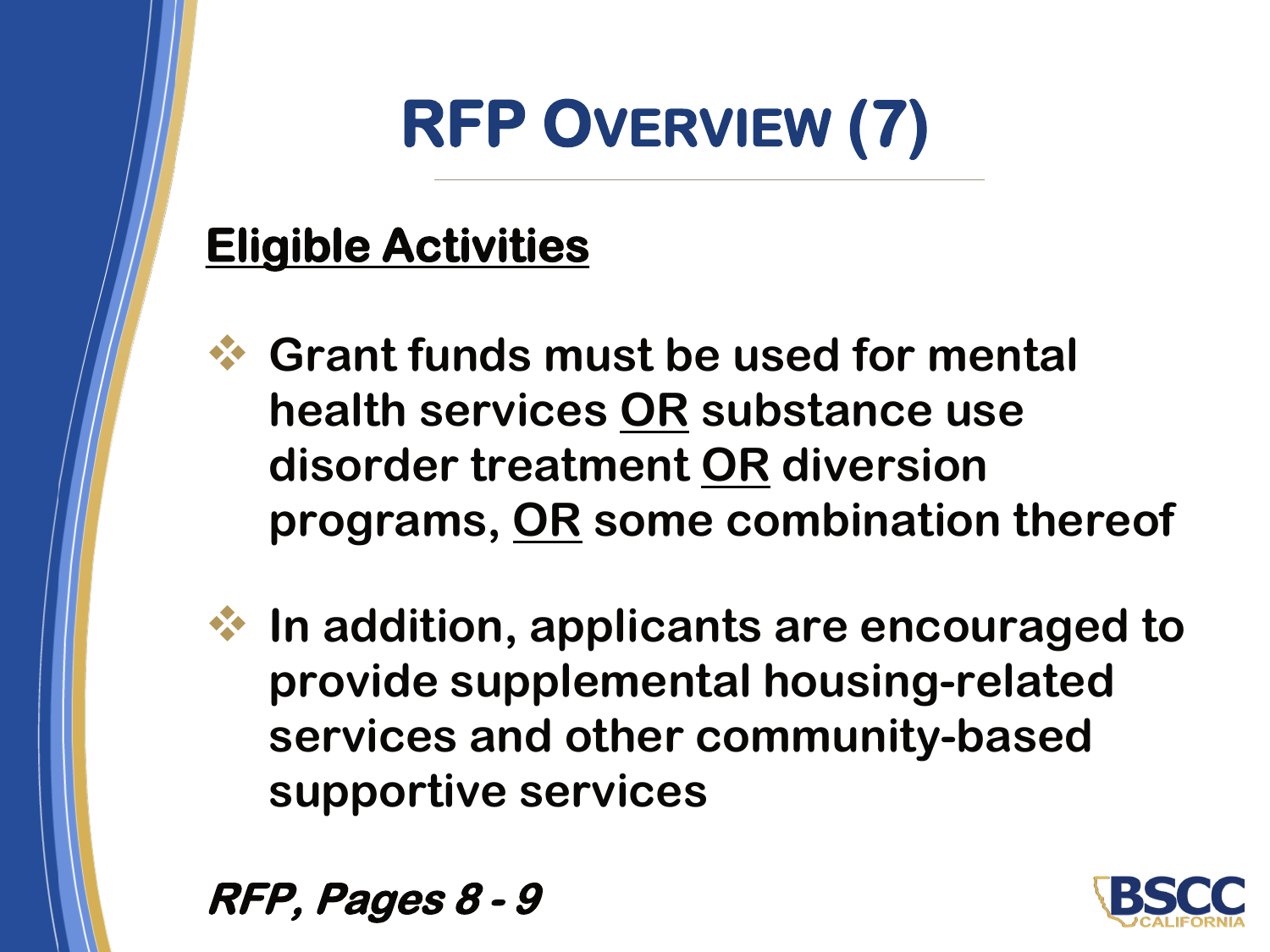# RFP OVERVIEW (7)

## Eligible Activities

- Grant funds must be used for mental health services OR substance use disorder treatment OR diversion programs, OR some combination thereof
- In addition, applicants are encouraged to provide supplemental housing-related services and other community-based supportive services

***RFP, Pages 8 - 9***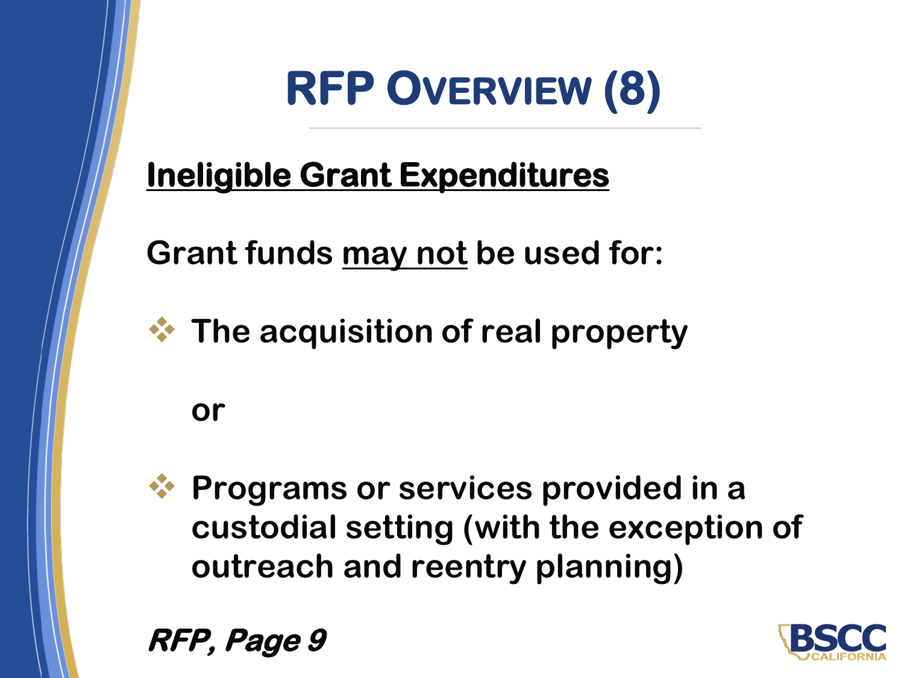# RFP Overview (8)

**<u>Ineligible Grant Expenditures</u>**

**Grant funds <u>may not</u> be used for:**

- **The acquisition of real property**

  **or**

- **Programs or services provided in a custodial setting (with the exception of outreach and reentry planning)**

***RFP, Page 9***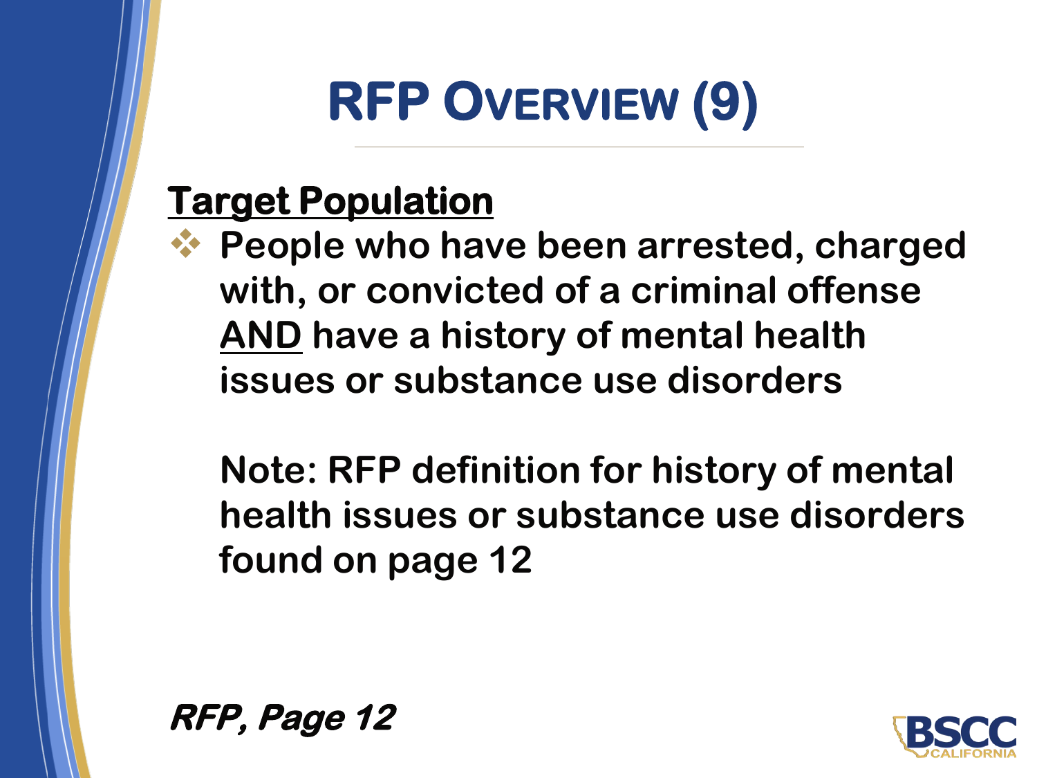# RFP Overview (9)

**Target Population**

- **People who have been arrested, charged with, or convicted of a criminal offense AND have a history of mental health issues or substance use disorders**

  **Note: RFP definition for history of mental health issues or substance use disorders found on page 12**

***RFP, Page 12***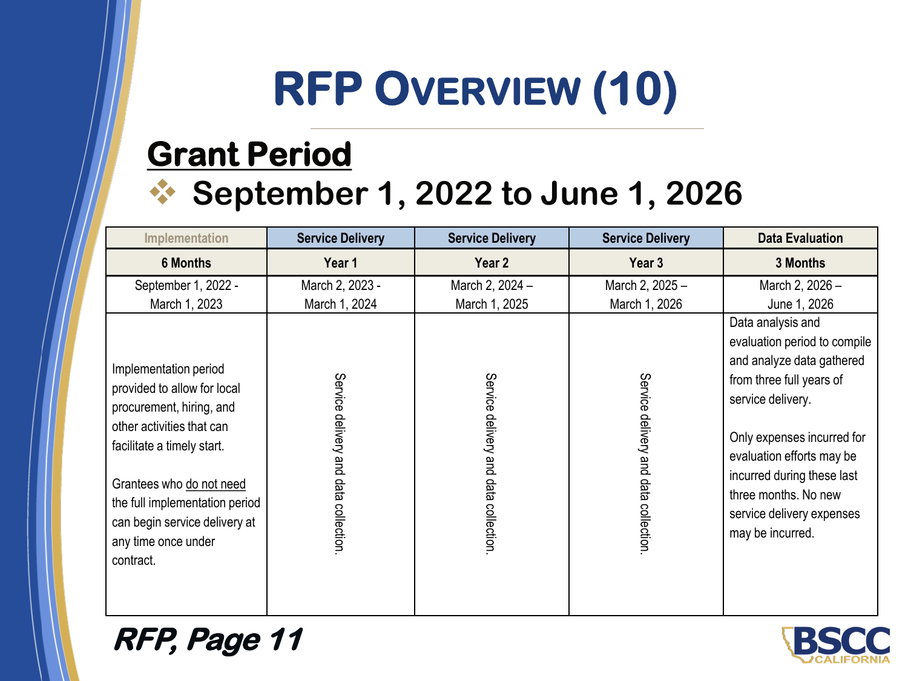# RFP Overview (10)

## Grant Period

- **September 1, 2022 to June 1, 2026**

| Implementation | Service Delivery | Service Delivery | Service Delivery | Data Evaluation |
|---|---|---|---|---|
| **6 Months** | **Year 1** | **Year 2** | **Year 3** | **3 Months** |
| September 1, 2022 - March 1, 2023 | March 2, 2023 - March 1, 2024 | March 2, 2024 – March 1, 2025 | March 2, 2025 – March 1, 2026 | March 2, 2026 – June 1, 2026 |
| Implementation period provided to allow for local procurement, hiring, and other activities that can facilitate a timely start.<br><br>Grantees who do not need the full implementation period can begin service delivery at any time once under contract. | Service delivery and data collection. | Service delivery and data collection. | Service delivery and data collection. | Data analysis and evaluation period to compile and analyze data gathered from three full years of service delivery.<br><br>Only expenses incurred for evaluation efforts may be incurred during these last three months. No new service delivery expenses may be incurred. |

***RFP, Page 11***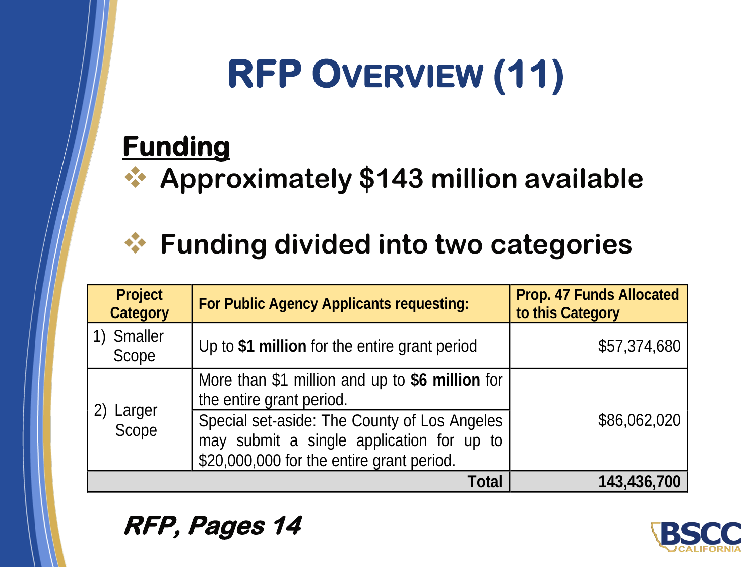# RFP Overview (11)

## Funding

- **Approximately $143 million available**

- **Funding divided into two categories**

| Project Category | For Public Agency Applicants requesting: | Prop. 47 Funds Allocated to this Category |
|---|---|---|
| 1) Smaller Scope | Up to **$1 million** for the entire grant period | $57,374,680 |
| 2) Larger Scope | More than $1 million and up to **$6 million** for the entire grant period. | $86,062,020 |
| | Special set-aside: The County of Los Angeles may submit a single application for up to $20,000,000 for the entire grant period. | |
| | **Total** | **143,436,700** |

***RFP, Pages 14***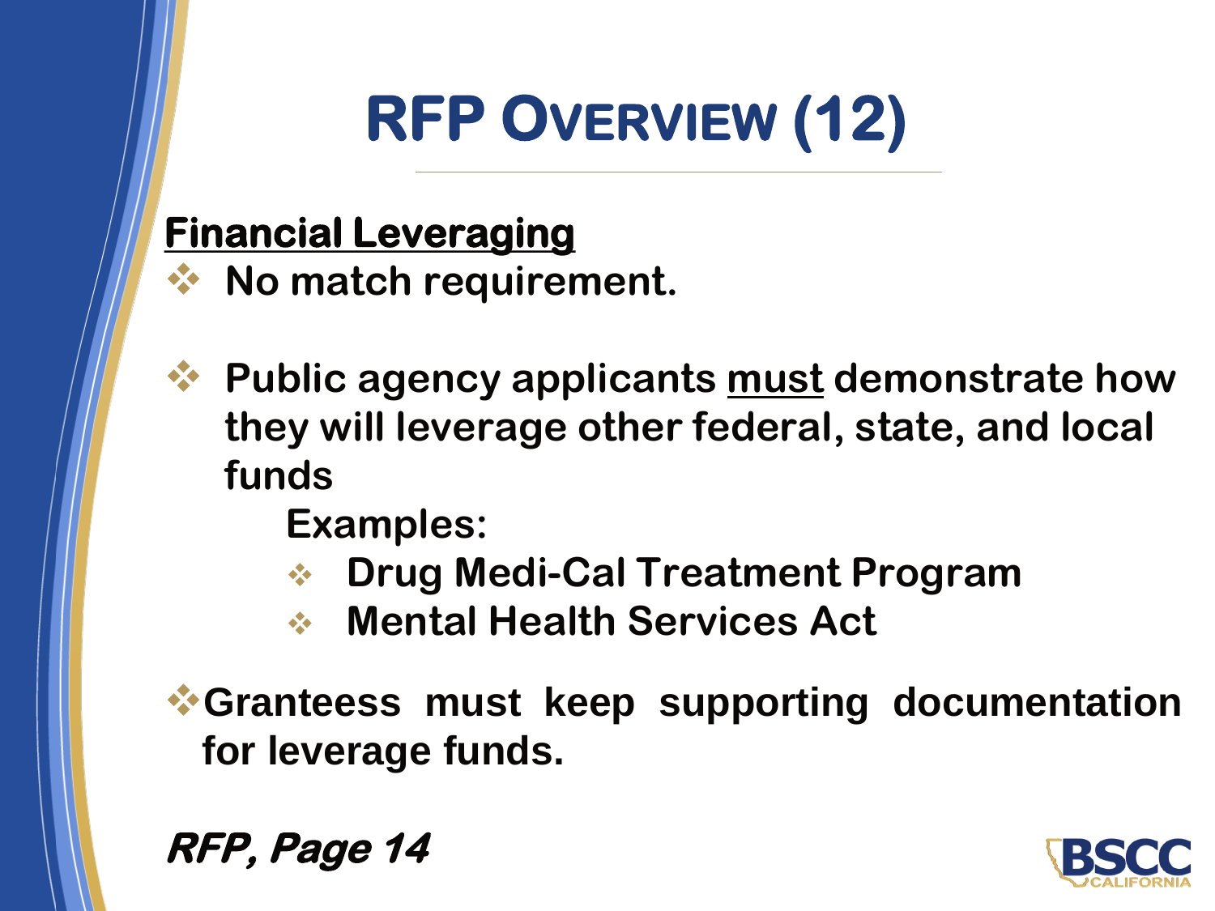# RFP Overview (12)

**Financial Leveraging**

- **No match requirement.**

- **Public agency applicants must demonstrate how they will leverage other federal, state, and local funds**

  **Examples:**

  - **Drug Medi-Cal Treatment Program**
  - **Mental Health Services Act**

- **Granteess must keep supporting documentation for leverage funds.**

***RFP, Page 14***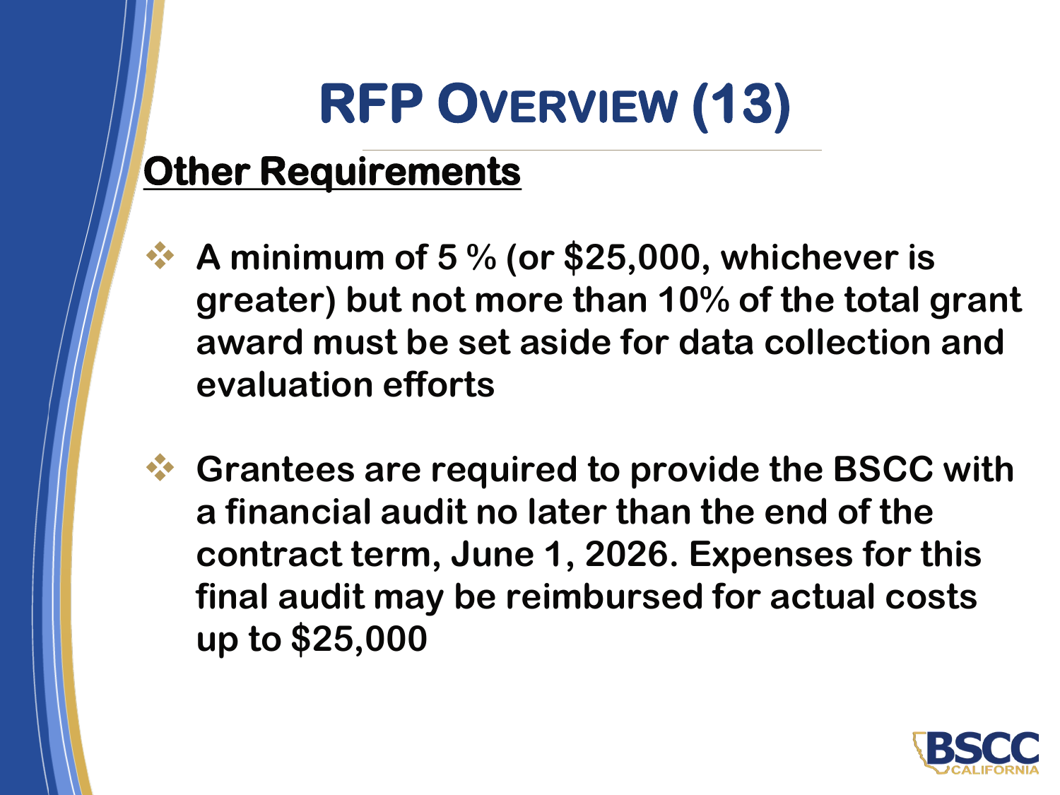# RFP Overview (13)

## Other Requirements

- A minimum of 5 % (or $25,000, whichever is greater) but not more than 10% of the total grant award must be set aside for data collection and evaluation efforts

- Grantees are required to provide the BSCC with a financial audit no later than the end of the contract term, June 1, 2026. Expenses for this final audit may be reimbursed for actual costs up to $25,000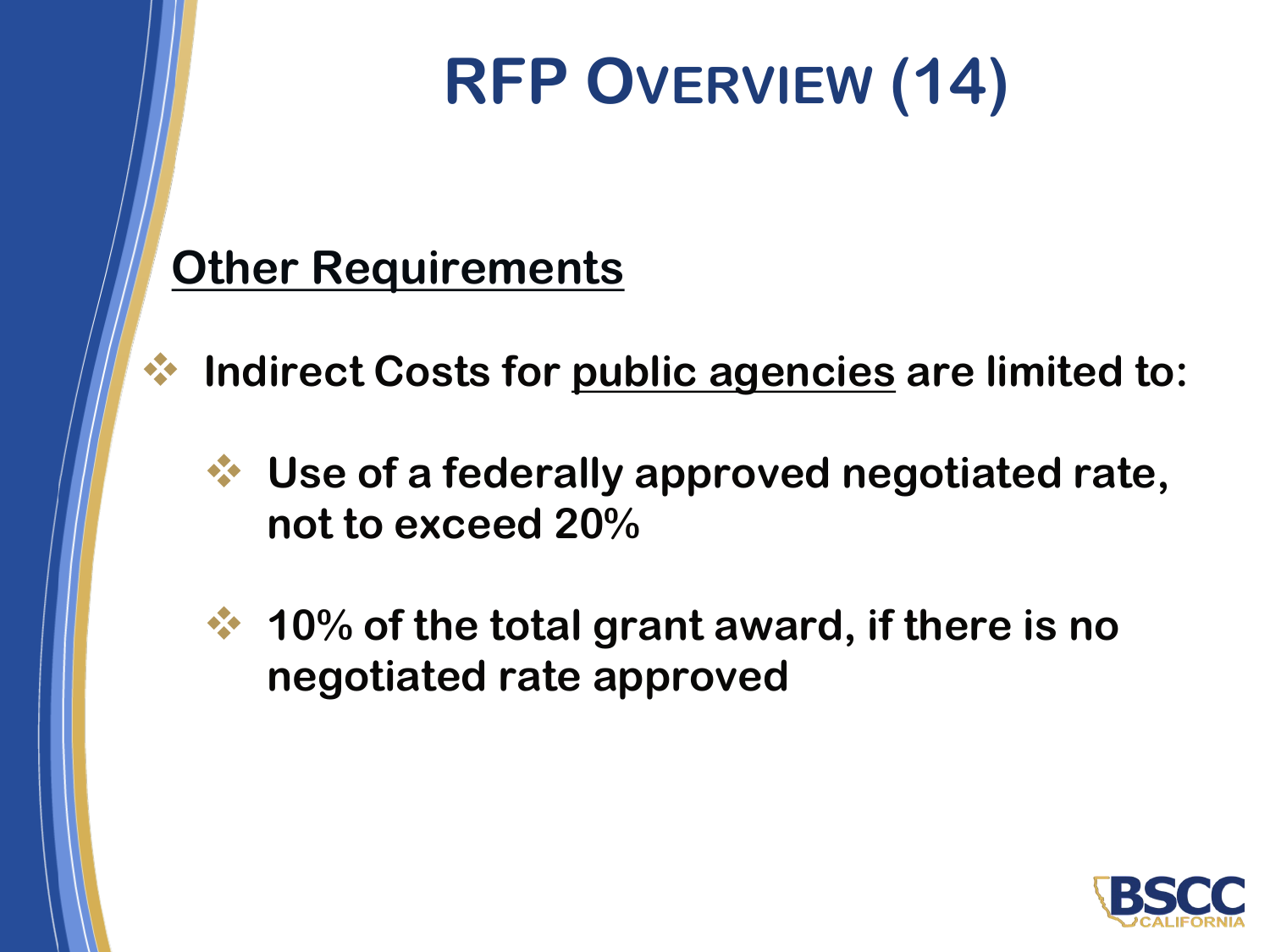# RFP Overview (14)

## Other Requirements

- **Indirect Costs for public agencies are limited to:**
  - **Use of a federally approved negotiated rate, not to exceed 20%**
  - **10% of the total grant award, if there is no negotiated rate approved**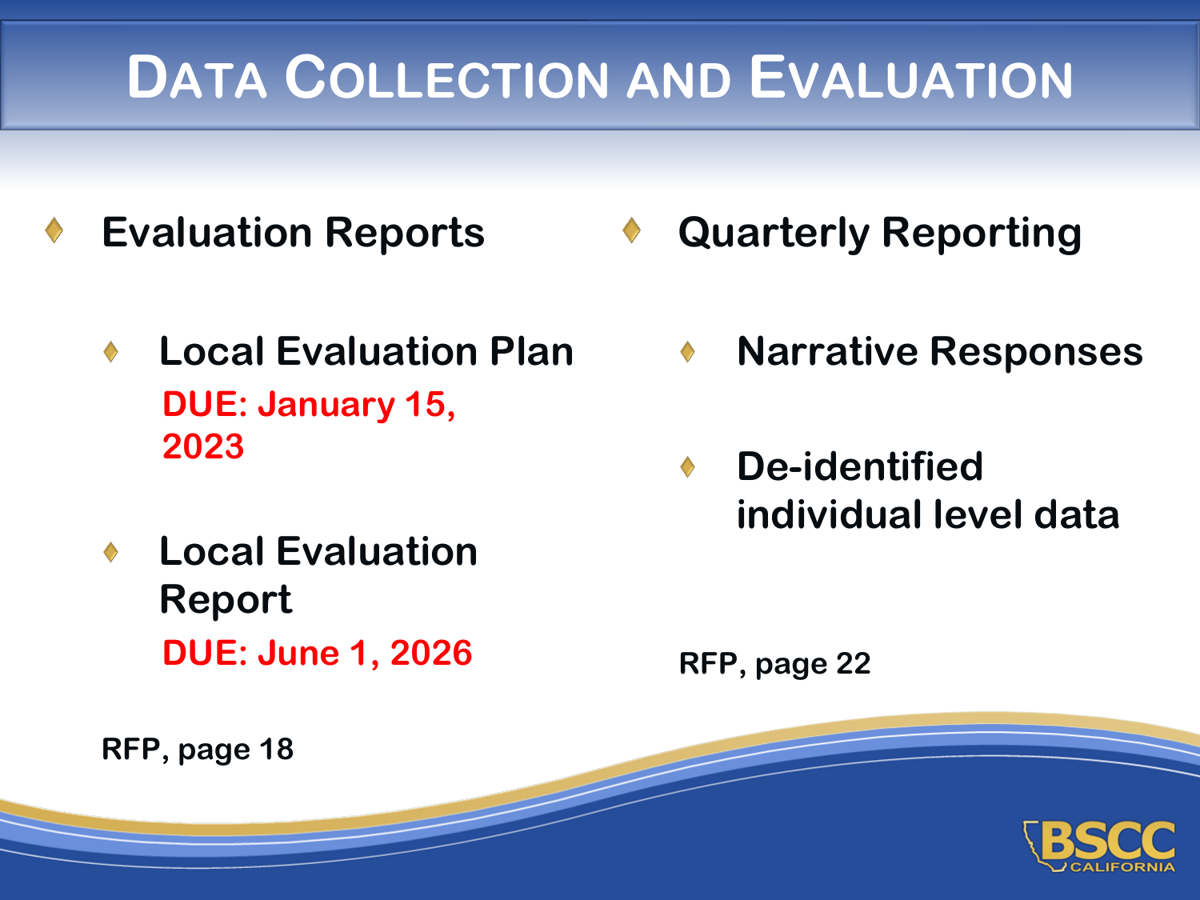# Data Collection and Evaluation

- **Evaluation Reports**
  - **Local Evaluation Plan**
    **DUE: January 15, 2023**
  - **Local Evaluation Report**
    **DUE: June 1, 2026**

**RFP, page 18**

- **Quarterly Reporting**
  - **Narrative Responses**
  - **De-identified individual level data**

**RFP, page 22**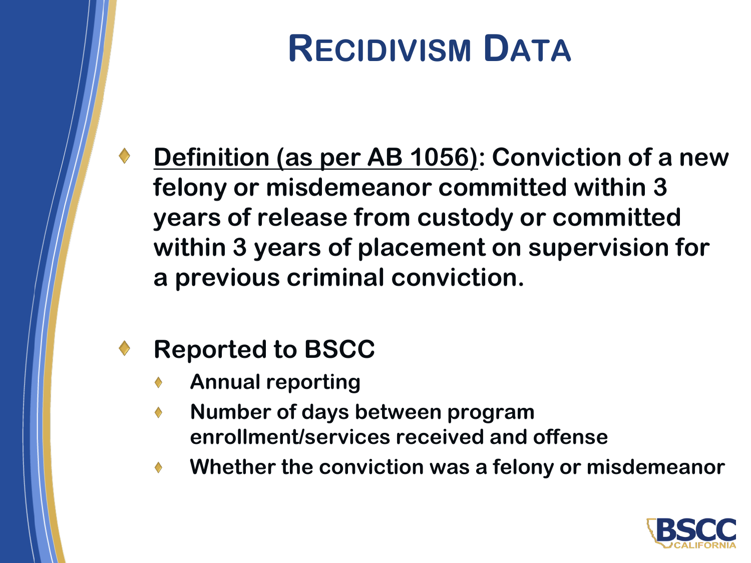# Recidivism Data

- **Definition (as per AB 1056): Conviction of a new felony or misdemeanor committed within 3 years of release from custody or committed within 3 years of placement on supervision for a previous criminal conviction.**

- **Reported to BSCC**
  - **Annual reporting**
  - **Number of days between program enrollment/services received and offense**
  - **Whether the conviction was a felony or misdemeanor**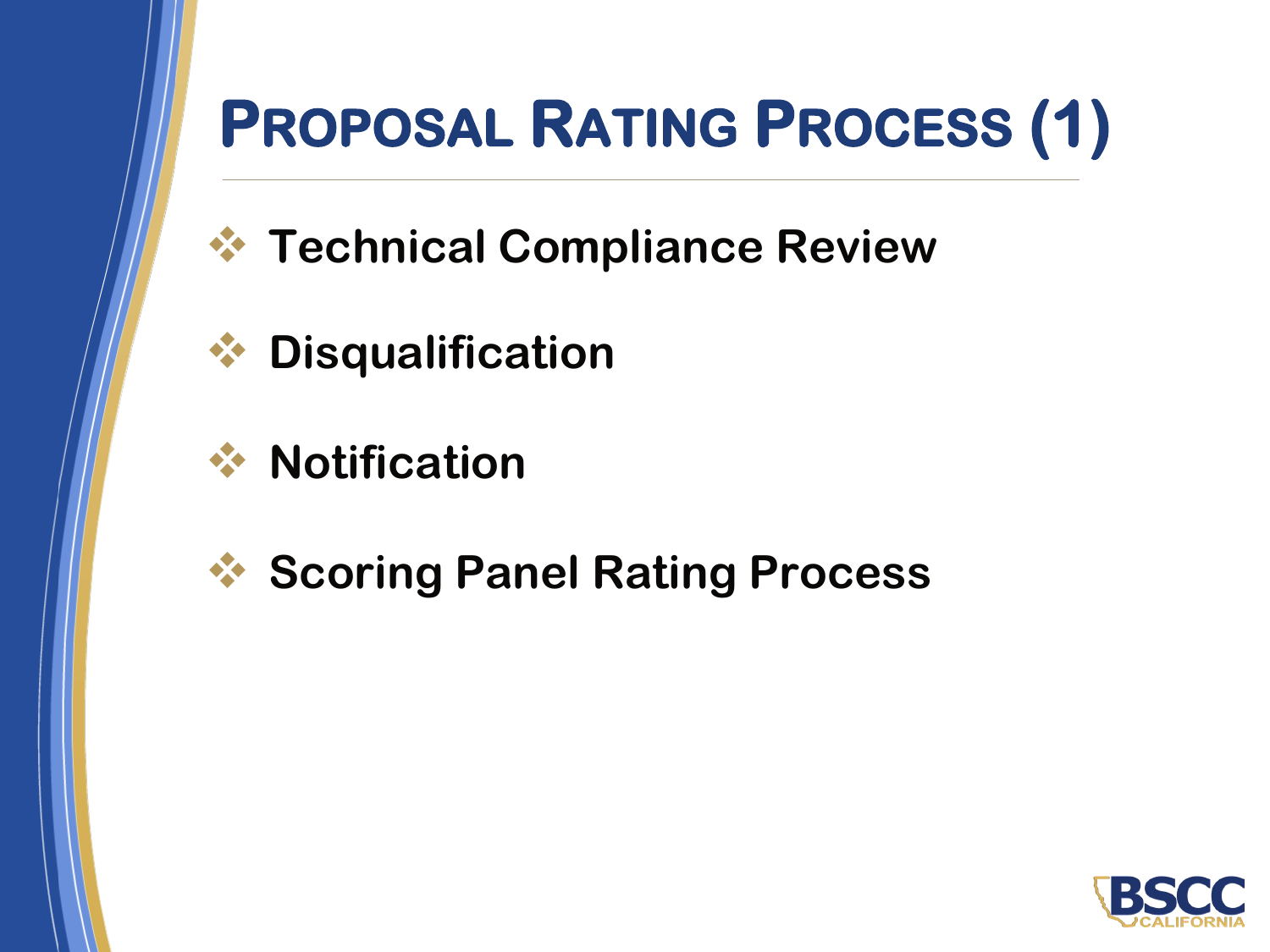# Proposal Rating Process (1)

- Technical Compliance Review
- Disqualification
- Notification
- Scoring Panel Rating Process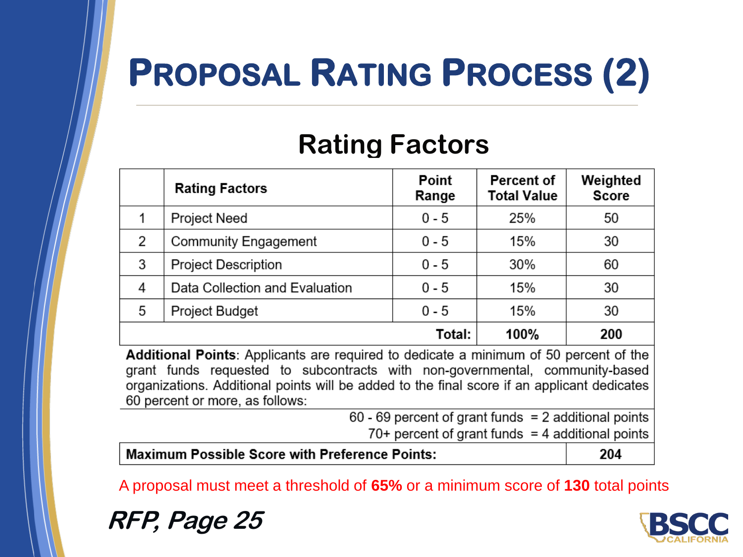# PROPOSAL RATING PROCESS (2)

## Rating Factors

| | Rating Factors | Point Range | Percent of Total Value | Weighted Score |
|---|---|---|---|---|
| 1 | Project Need | 0 - 5 | 25% | 50 |
| 2 | Community Engagement | 0 - 5 | 15% | 30 |
| 3 | Project Description | 0 - 5 | 30% | 60 |
| 4 | Data Collection and Evaluation | 0 - 5 | 15% | 30 |
| 5 | Project Budget | 0 - 5 | 15% | 30 |
| | | **Total:** | **100%** | **200** |

**Additional Points**: Applicants are required to dedicate a minimum of 50 percent of the grant funds requested to subcontracts with non-governmental, community-based organizations. Additional points will be added to the final score if an applicant dedicates 60 percent or more, as follows:

60 - 69 percent of grant funds = 2 additional points
70+ percent of grant funds = 4 additional points

| **Maximum Possible Score with Preference Points:** | **204** |
|---|---|

A proposal must meet a threshold of **65%** or a minimum score of **130** total points

***RFP, Page 25***

BSCC CALIFORNIA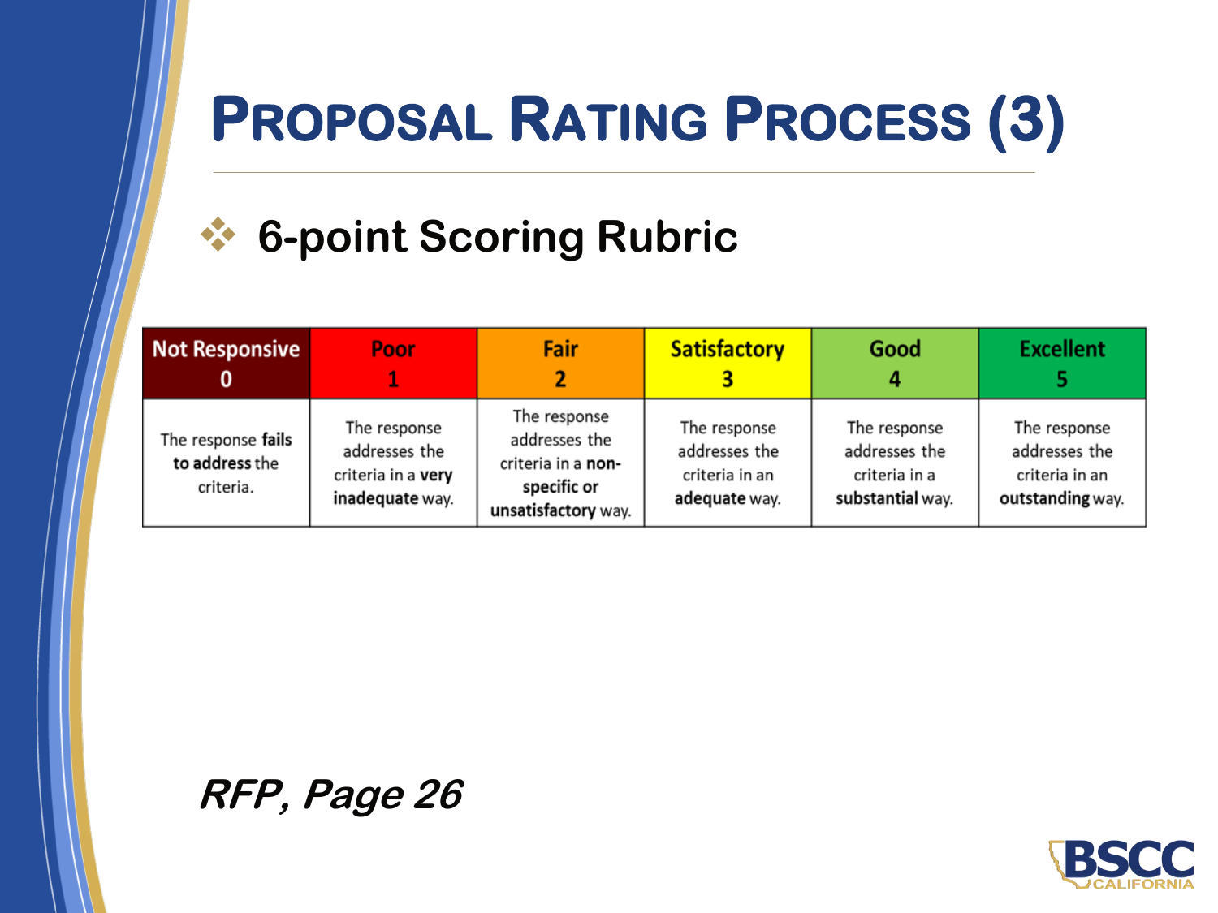# Proposal Rating Process (3)

- **6-point Scoring Rubric**

| Not Responsive 0 | Poor 1 | Fair 2 | Satisfactory 3 | Good 4 | Excellent 5 |
|---|---|---|---|---|---|
| The response **fails to address** the criteria. | The response addresses the criteria in a **very inadequate** way. | The response addresses the criteria in a **non-specific or unsatisfactory** way. | The response addresses the criteria in an **adequate** way. | The response addresses the criteria in a **substantial** way. | The response addresses the criteria in an **outstanding** way. |

***RFP, Page 26***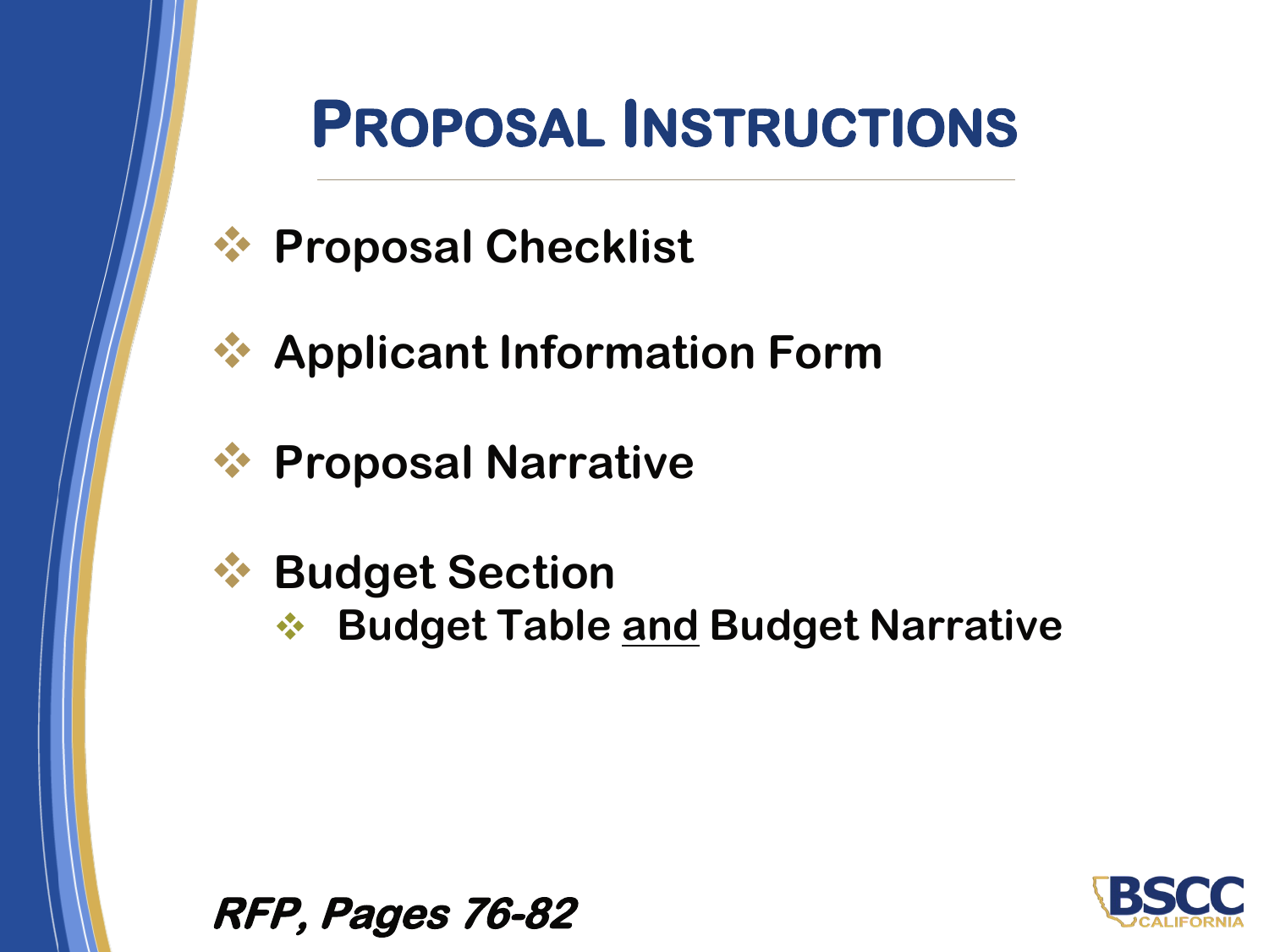# Proposal Instructions

- Proposal Checklist
- Applicant Information Form
- Proposal Narrative
- Budget Section
  - Budget Table and Budget Narrative

***RFP, Pages 76-82***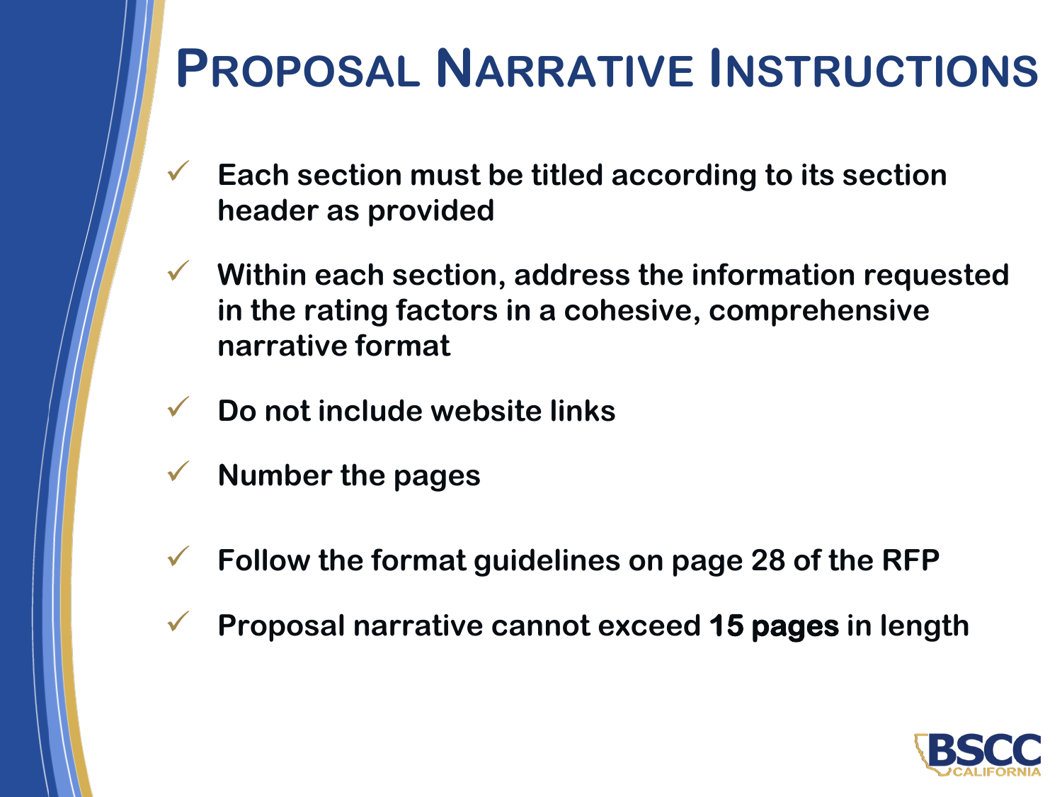# Proposal Narrative Instructions

- ✓ Each section must be titled according to its section header as provided
- ✓ Within each section, address the information requested in the rating factors in a cohesive, comprehensive narrative format
- ✓ Do not include website links
- ✓ Number the pages
- ✓ Follow the format guidelines on page 28 of the RFP
- ✓ Proposal narrative cannot exceed **15 pages** in length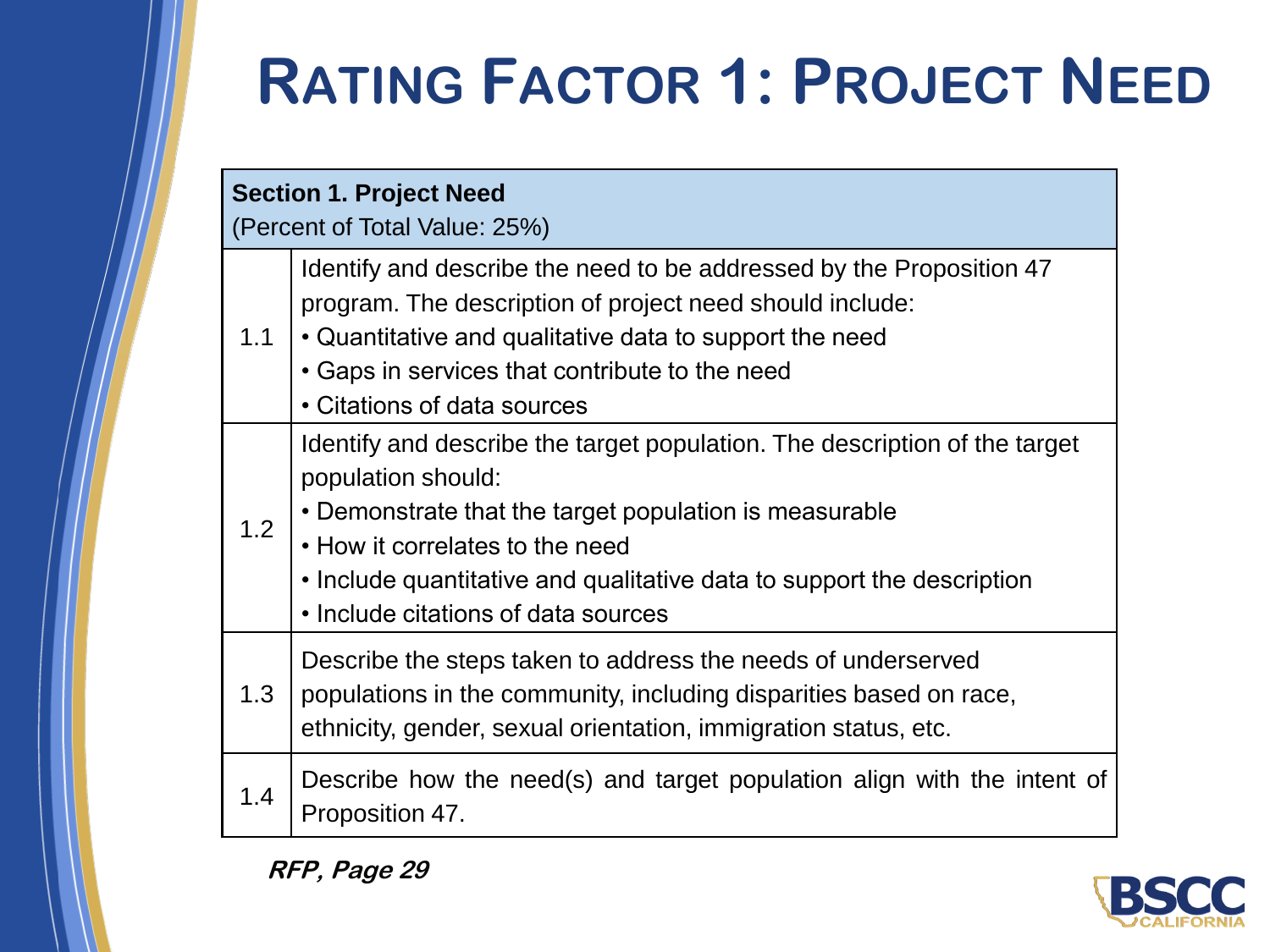# Rating Factor 1: Project Need

| **Section 1. Project Need**<br>(Percent of Total Value: 25%) | |
|---|---|
| 1.1 | Identify and describe the need to be addressed by the Proposition 47 program. The description of project need should include:<br>• Quantitative and qualitative data to support the need<br>• Gaps in services that contribute to the need<br>• Citations of data sources |
| 1.2 | Identify and describe the target population. The description of the target population should:<br>• Demonstrate that the target population is measurable<br>• How it correlates to the need<br>• Include quantitative and qualitative data to support the description<br>• Include citations of data sources |
| 1.3 | Describe the steps taken to address the needs of underserved populations in the community, including disparities based on race, ethnicity, gender, sexual orientation, immigration status, etc. |
| 1.4 | Describe how the need(s) and target population align with the intent of Proposition 47. |

***RFP, Page 29***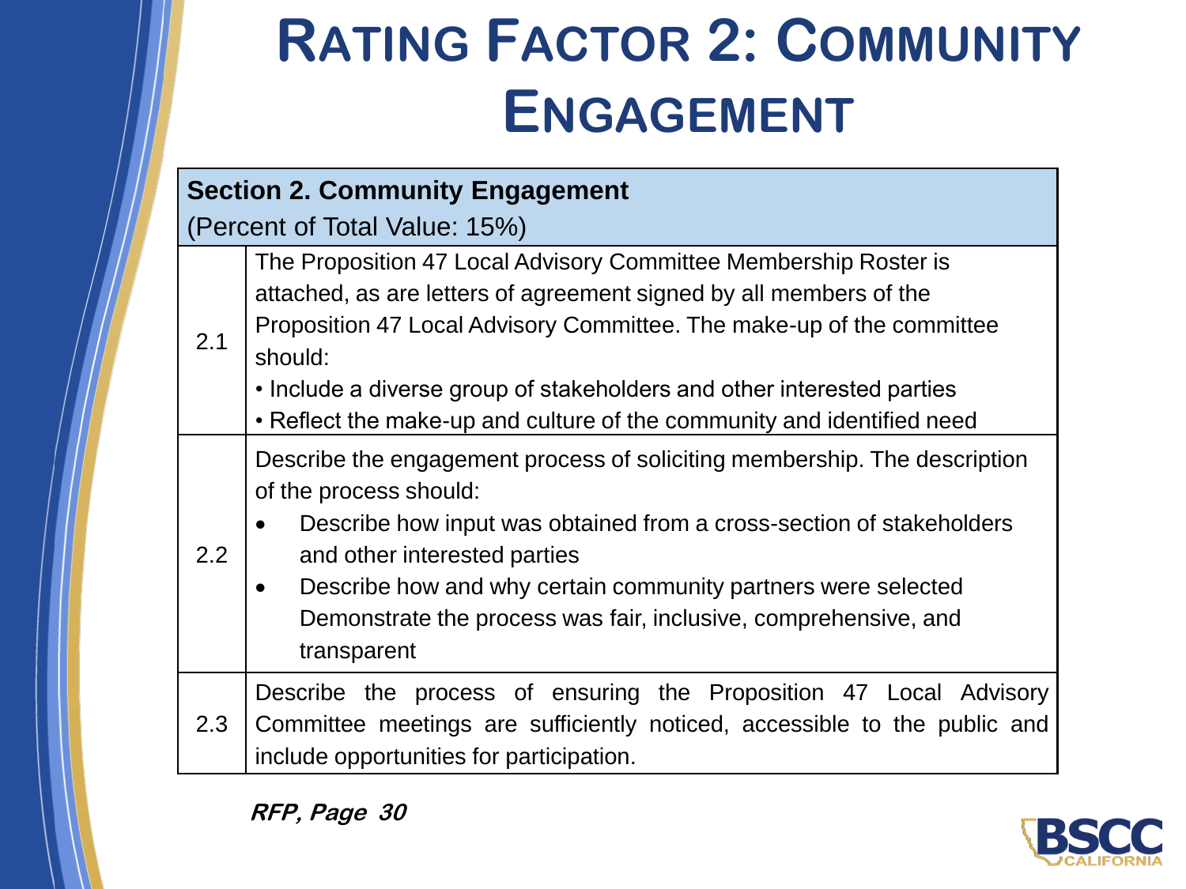# Rating Factor 2: Community Engagement

| **Section 2. Community Engagement**<br>(Percent of Total Value: 15%) | |
|---|---|
| 2.1 | The Proposition 47 Local Advisory Committee Membership Roster is attached, as are letters of agreement signed by all members of the Proposition 47 Local Advisory Committee. The make-up of the committee should:<br>• Include a diverse group of stakeholders and other interested parties<br>• Reflect the make-up and culture of the community and identified need |
| 2.2 | Describe the engagement process of soliciting membership. The description of the process should:<br>• Describe how input was obtained from a cross-section of stakeholders and other interested parties<br>• Describe how and why certain community partners were selected Demonstrate the process was fair, inclusive, comprehensive, and transparent |
| 2.3 | Describe the process of ensuring the Proposition 47 Local Advisory Committee meetings are sufficiently noticed, accessible to the public and include opportunities for participation. |

***RFP, Page 30***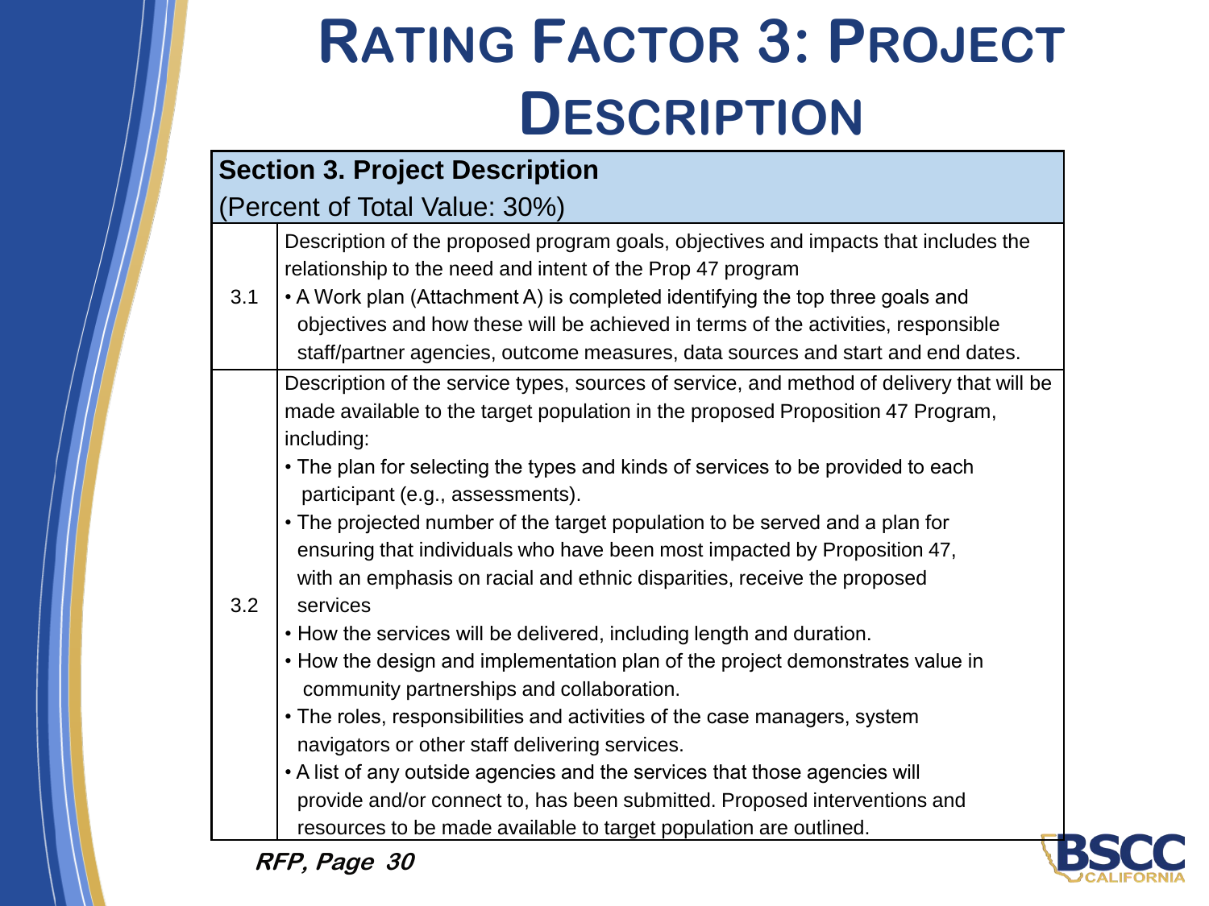# Rating Factor 3: Project Description

| Section 3. Project Description (Percent of Total Value: 30%) | |
|---|---|
| 3.1 | Description of the proposed program goals, objectives and impacts that includes the relationship to the need and intent of the Prop 47 program<br>• A Work plan (Attachment A) is completed identifying the top three goals and objectives and how these will be achieved in terms of the activities, responsible staff/partner agencies, outcome measures, data sources and start and end dates. |
| 3.2 | Description of the service types, sources of service, and method of delivery that will be made available to the target population in the proposed Proposition 47 Program, including:<br>• The plan for selecting the types and kinds of services to be provided to each participant (e.g., assessments).<br>• The projected number of the target population to be served and a plan for ensuring that individuals who have been most impacted by Proposition 47, with an emphasis on racial and ethnic disparities, receive the proposed services<br>• How the services will be delivered, including length and duration.<br>• How the design and implementation plan of the project demonstrates value in community partnerships and collaboration.<br>• The roles, responsibilities and activities of the case managers, system navigators or other staff delivering services.<br>• A list of any outside agencies and the services that those agencies will provide and/or connect to, has been submitted. Proposed interventions and resources to be made available to target population are outlined. |

***RFP, Page 30***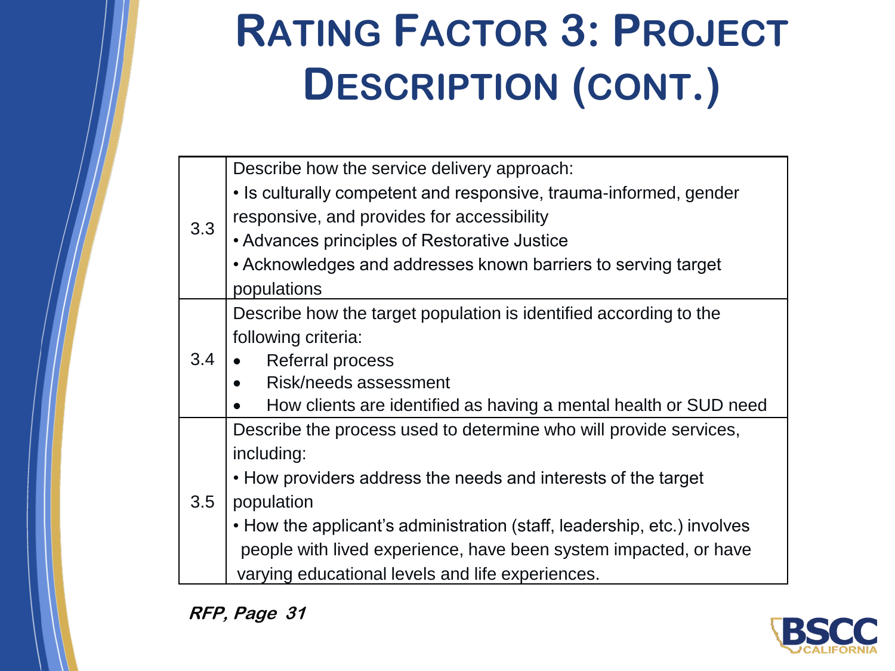# Rating Factor 3: Project Description (cont.)

| | |
|---|---|
| 3.3 | Describe how the service delivery approach:<br>• Is culturally competent and responsive, trauma-informed, gender responsive, and provides for accessibility<br>• Advances principles of Restorative Justice<br>• Acknowledges and addresses known barriers to serving target populations |
| 3.4 | Describe how the target population is identified according to the following criteria:<br>• Referral process<br>• Risk/needs assessment<br>• How clients are identified as having a mental health or SUD need |
| 3.5 | Describe the process used to determine who will provide services, including:<br>• How providers address the needs and interests of the target population<br>• How the applicant's administration (staff, leadership, etc.) involves people with lived experience, have been system impacted, or have varying educational levels and life experiences. |

***RFP, Page 31***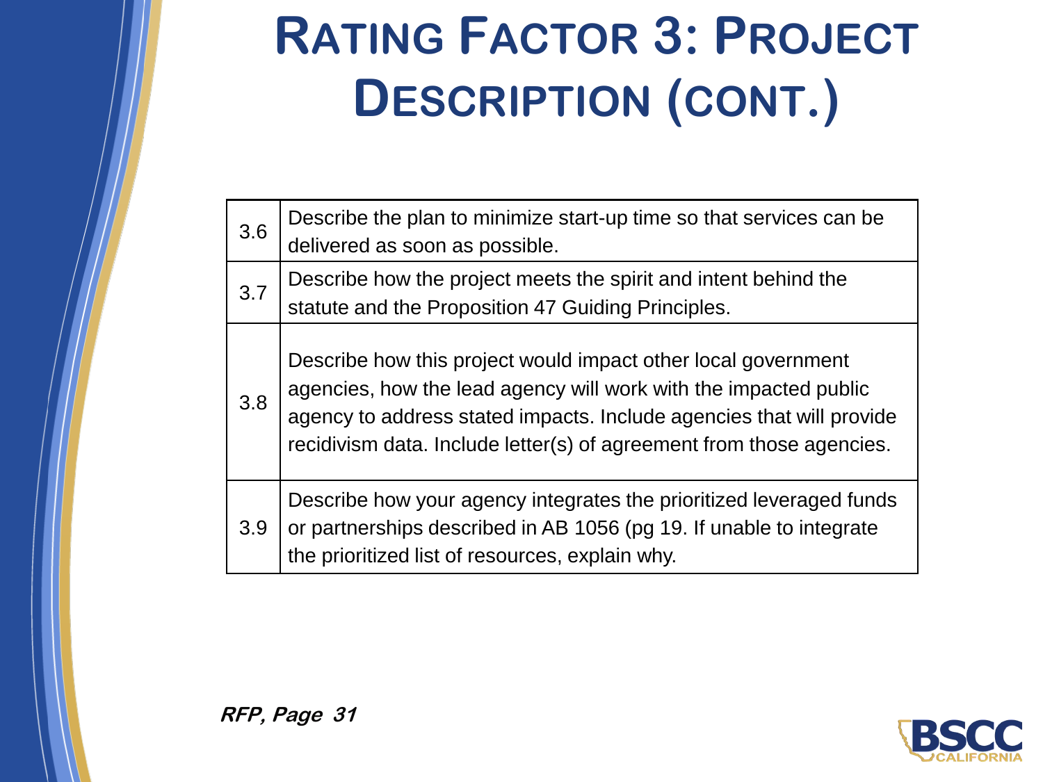# Rating Factor 3: Project Description (cont.)

| | |
|---|---|
| 3.6 | Describe the plan to minimize start-up time so that services can be delivered as soon as possible. |
| 3.7 | Describe how the project meets the spirit and intent behind the statute and the Proposition 47 Guiding Principles. |
| 3.8 | Describe how this project would impact other local government agencies, how the lead agency will work with the impacted public agency to address stated impacts. Include agencies that will provide recidivism data. Include letter(s) of agreement from those agencies. |
| 3.9 | Describe how your agency integrates the prioritized leveraged funds or partnerships described in AB 1056 (pg 19. If unable to integrate the prioritized list of resources, explain why. |

***RFP, Page 31***

BSCC CALIFORNIA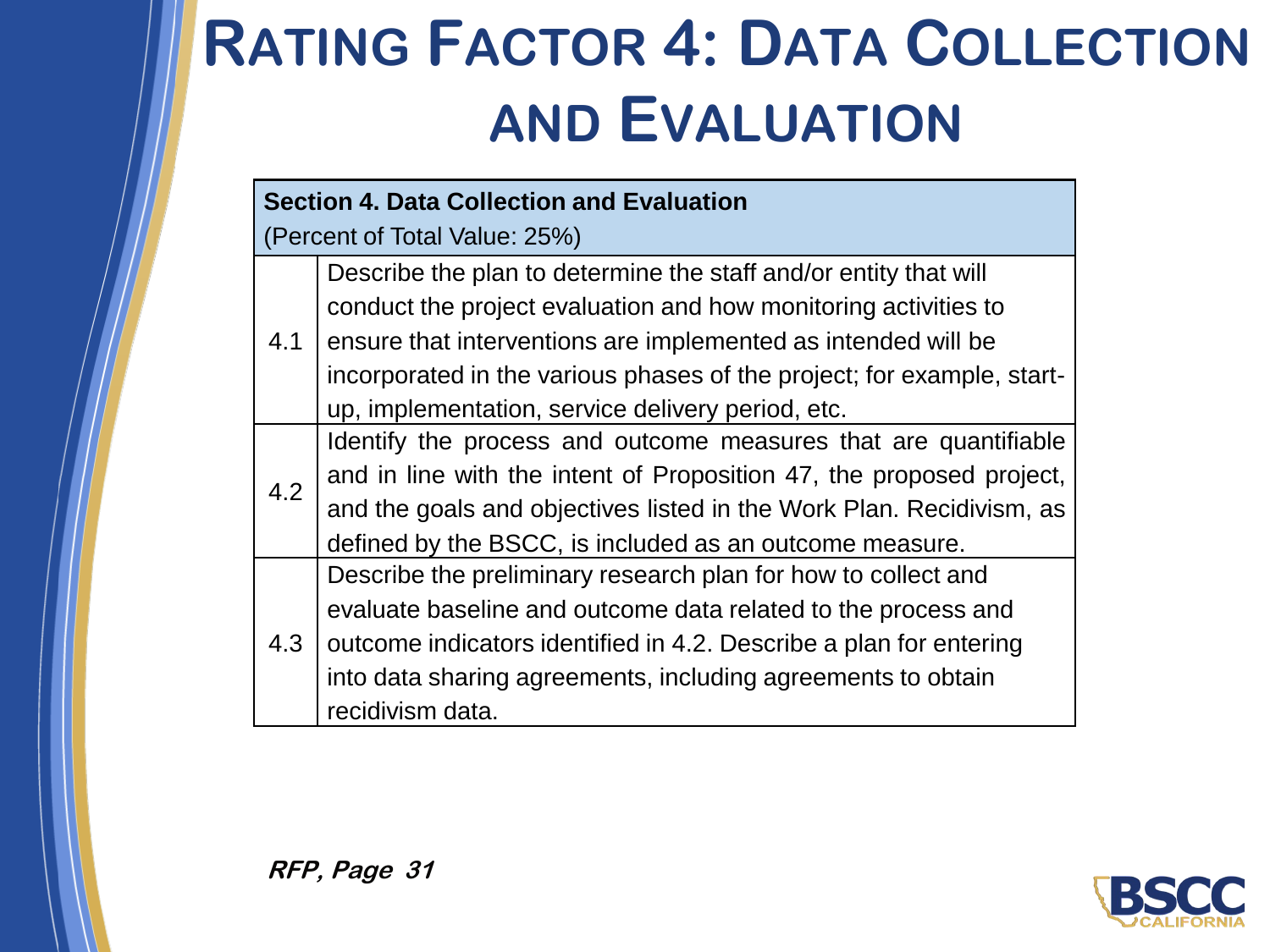# Rating Factor 4: Data Collection and Evaluation

| **Section 4. Data Collection and Evaluation**<br>(Percent of Total Value: 25%) | |
|---|---|
| 4.1 | Describe the plan to determine the staff and/or entity that will conduct the project evaluation and how monitoring activities to ensure that interventions are implemented as intended will be incorporated in the various phases of the project; for example, start-up, implementation, service delivery period, etc. |
| 4.2 | Identify the process and outcome measures that are quantifiable and in line with the intent of Proposition 47, the proposed project, and the goals and objectives listed in the Work Plan. Recidivism, as defined by the BSCC, is included as an outcome measure. |
| 4.3 | Describe the preliminary research plan for how to collect and evaluate baseline and outcome data related to the process and outcome indicators identified in 4.2. Describe a plan for entering into data sharing agreements, including agreements to obtain recidivism data. |

***RFP, Page 31***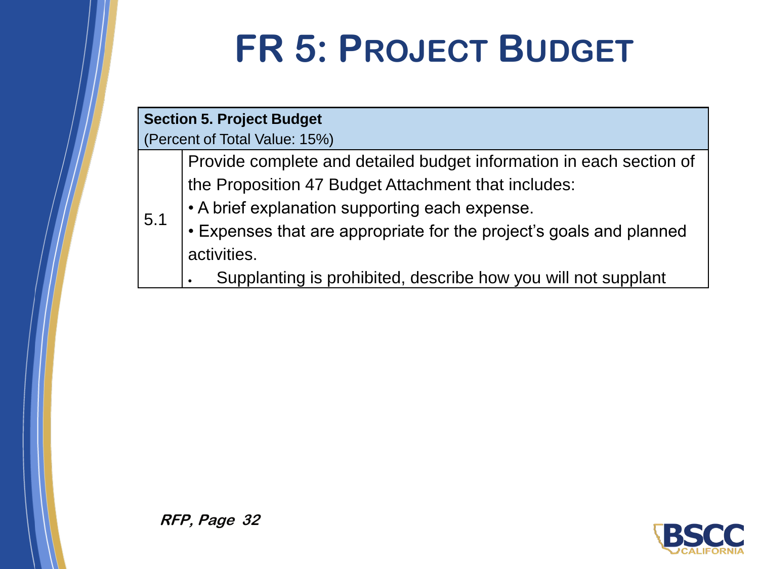# FR 5: Project Budget

| Section 5. Project Budget<br>(Percent of Total Value: 15%) | |
|---|---|
| 5.1 | Provide complete and detailed budget information in each section of the Proposition 47 Budget Attachment that includes:<br>• A brief explanation supporting each expense.<br>• Expenses that are appropriate for the project's goals and planned activities.<br>• Supplanting is prohibited, describe how you will not supplant |

***RFP, Page 32***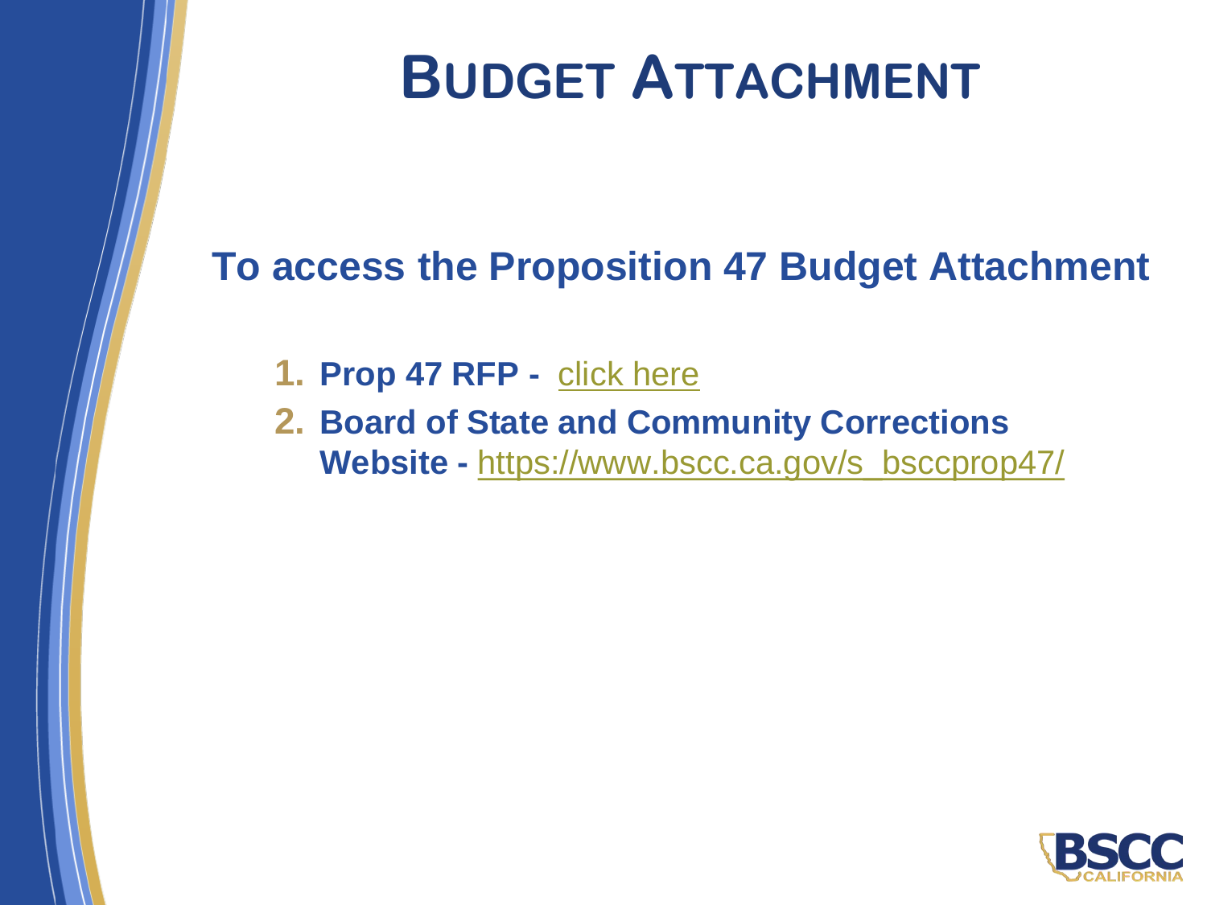# Budget Attachment

## To access the Proposition 47 Budget Attachment

1. **Prop 47 RFP -** click here
2. **Board of State and Community Corrections Website -** https://www.bscc.ca.gov/s_bsccprop47/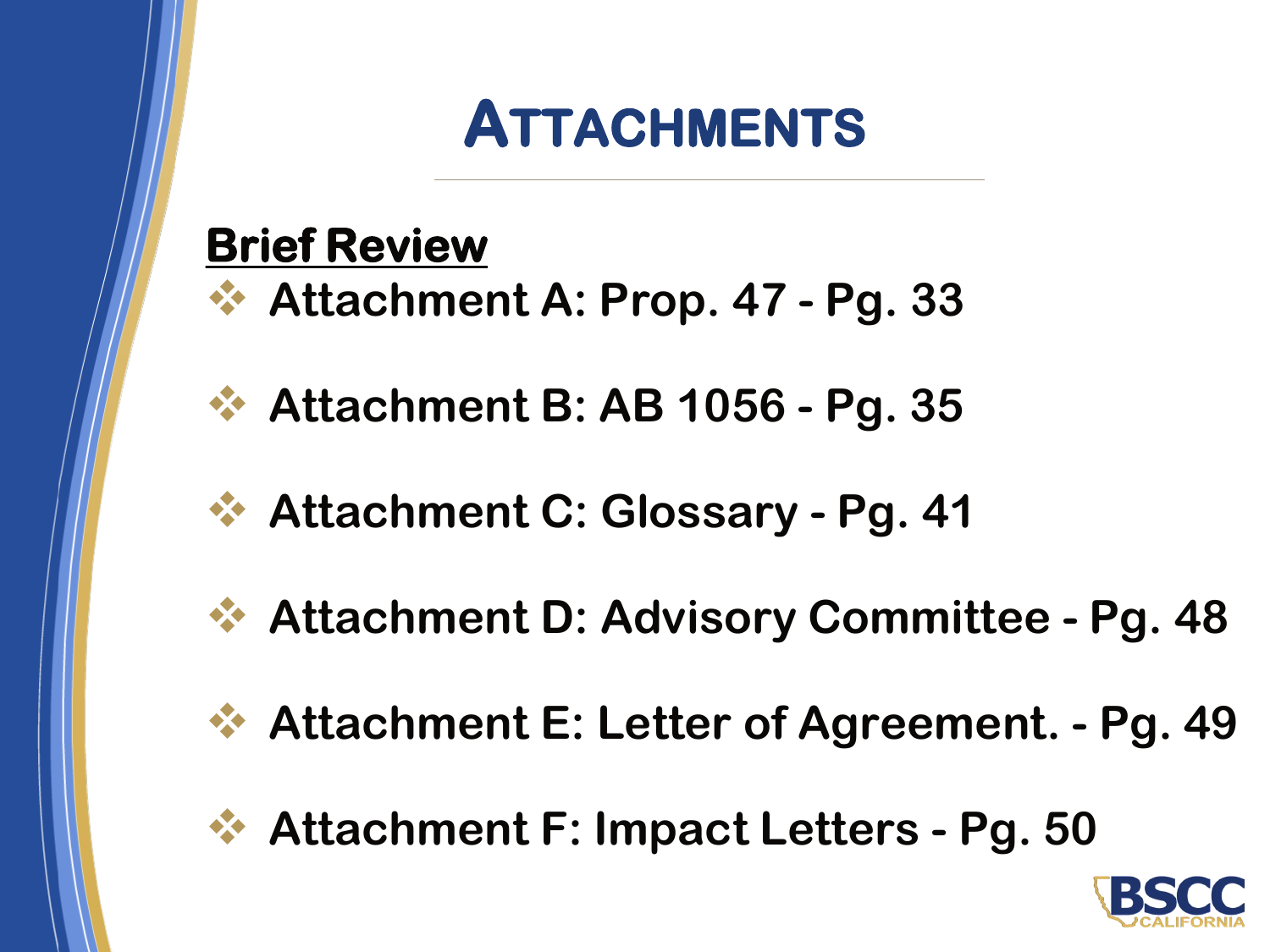# ATTACHMENTS

**Brief Review**

- **Attachment A: Prop. 47 - Pg. 33**
- **Attachment B: AB 1056 - Pg. 35**
- **Attachment C: Glossary - Pg. 41**
- **Attachment D: Advisory Committee - Pg. 48**
- **Attachment E: Letter of Agreement. - Pg. 49**
- **Attachment F: Impact Letters - Pg. 50**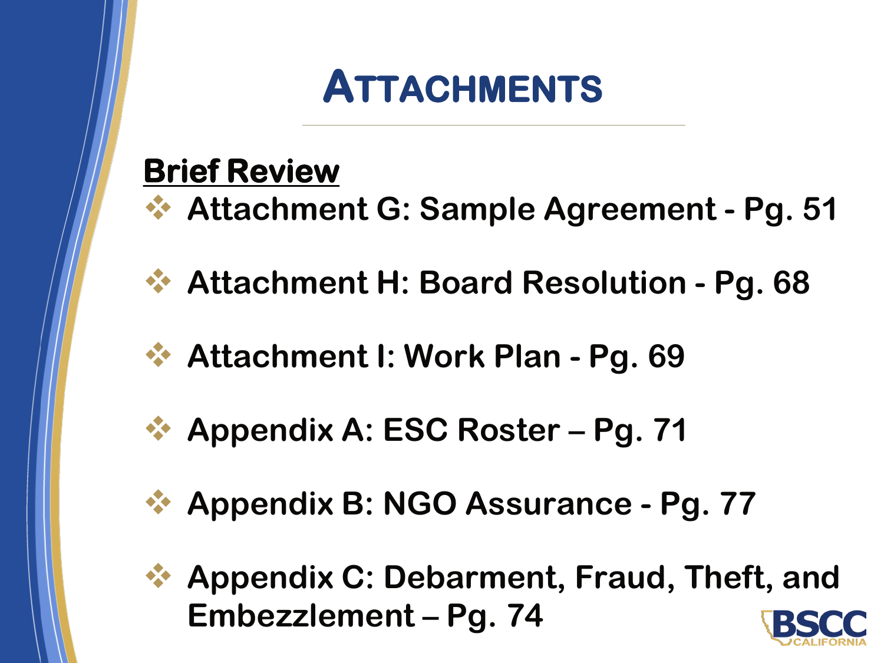# Attachments

**Brief Review**

- **Attachment G: Sample Agreement - Pg. 51**
- **Attachment H: Board Resolution - Pg. 68**
- **Attachment I: Work Plan - Pg. 69**
- **Appendix A: ESC Roster – Pg. 71**
- **Appendix B: NGO Assurance - Pg. 77**
- **Appendix C: Debarment, Fraud, Theft, and Embezzlement – Pg. 74**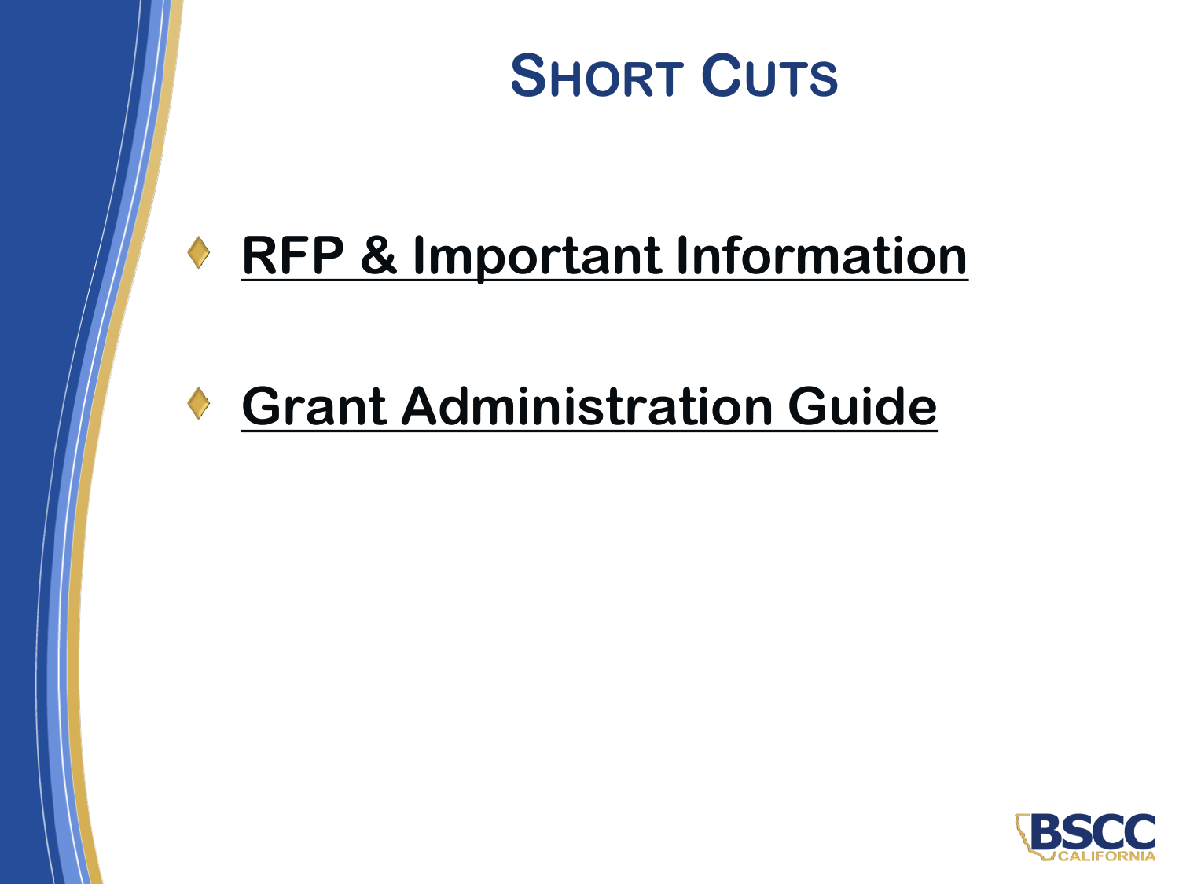# Short Cuts

- **RFP & Important Information**
- **Grant Administration Guide**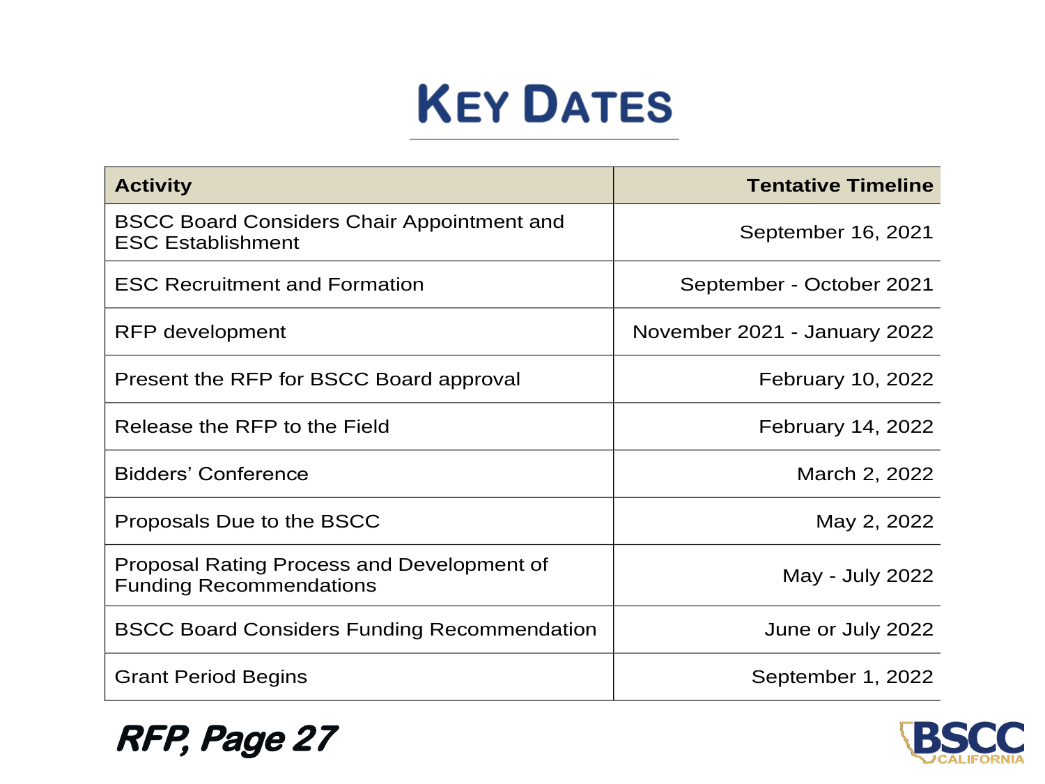# Key Dates

| Activity | Tentative Timeline |
|---|---:|
| BSCC Board Considers Chair Appointment and ESC Establishment | September 16, 2021 |
| ESC Recruitment and Formation | September - October 2021 |
| RFP development | November 2021 - January 2022 |
| Present the RFP for BSCC Board approval | February 10, 2022 |
| Release the RFP to the Field | February 14, 2022 |
| Bidders' Conference | March 2, 2022 |
| Proposals Due to the BSCC | May 2, 2022 |
| Proposal Rating Process and Development of Funding Recommendations | May - July 2022 |
| BSCC Board Considers Funding Recommendation | June or July 2022 |
| Grant Period Begins | September 1, 2022 |

***RFP, Page 27***

BSCC CALIFORNIA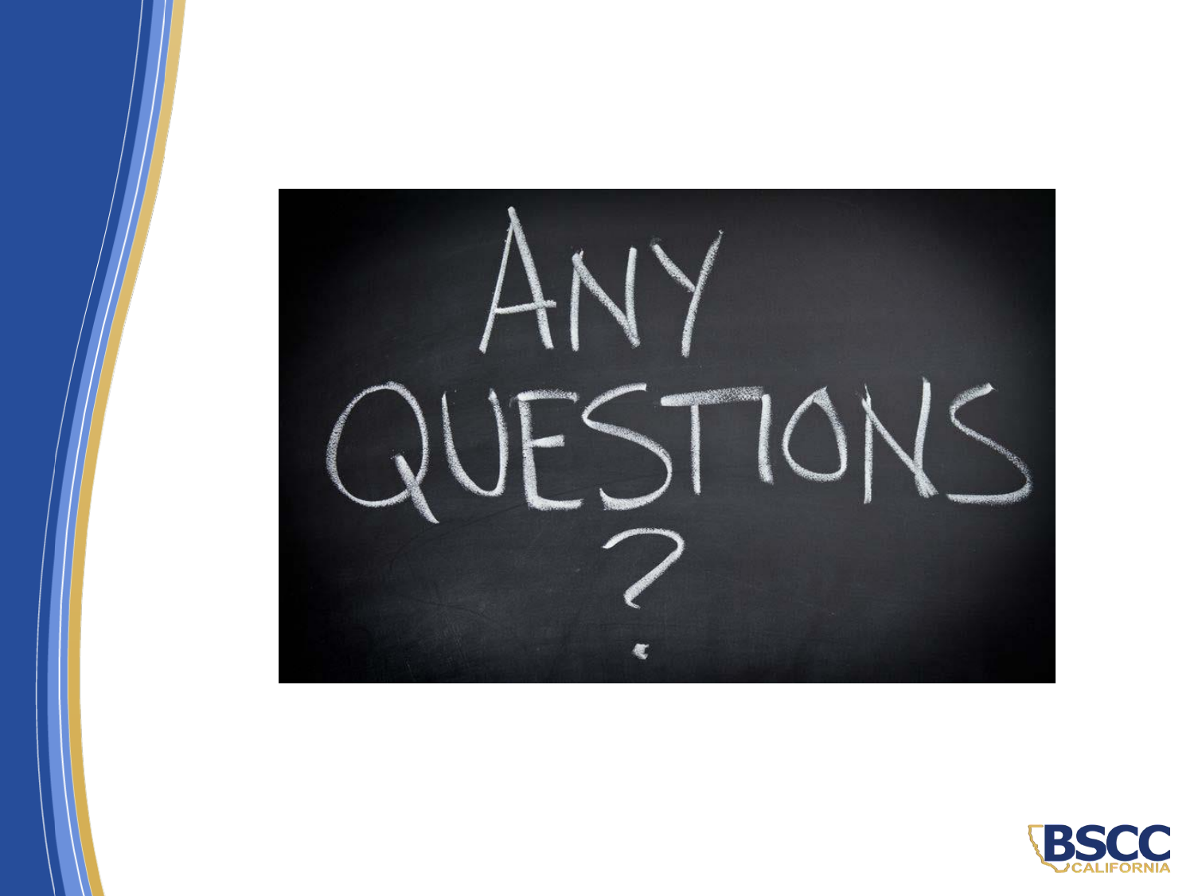Any Questions?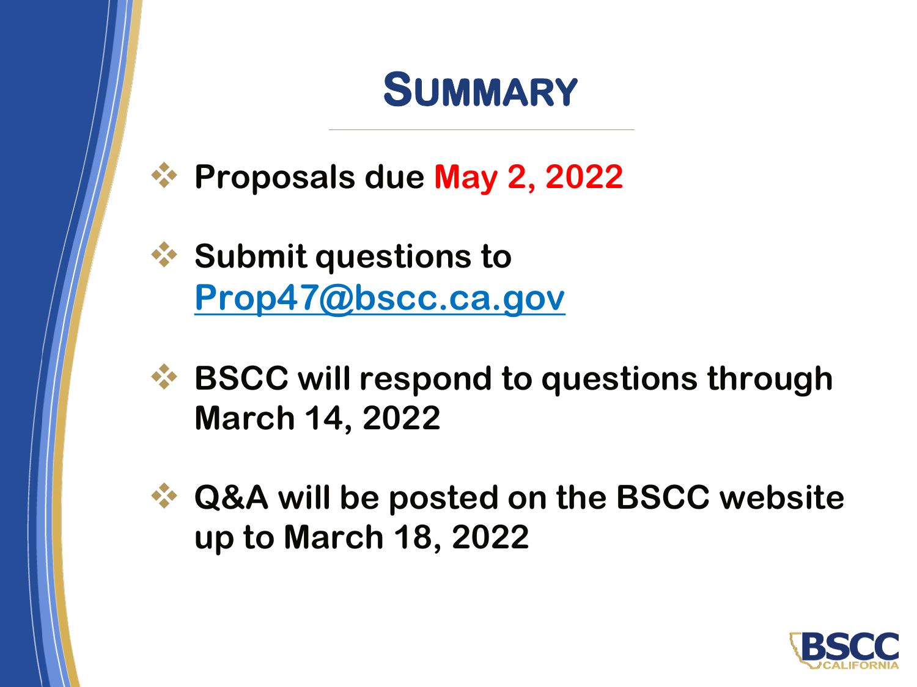# Summary

- **Proposals due May 2, 2022**
- **Submit questions to Prop47@bscc.ca.gov**
- **BSCC will respond to questions through March 14, 2022**
- **Q&A will be posted on the BSCC website up to March 18, 2022**